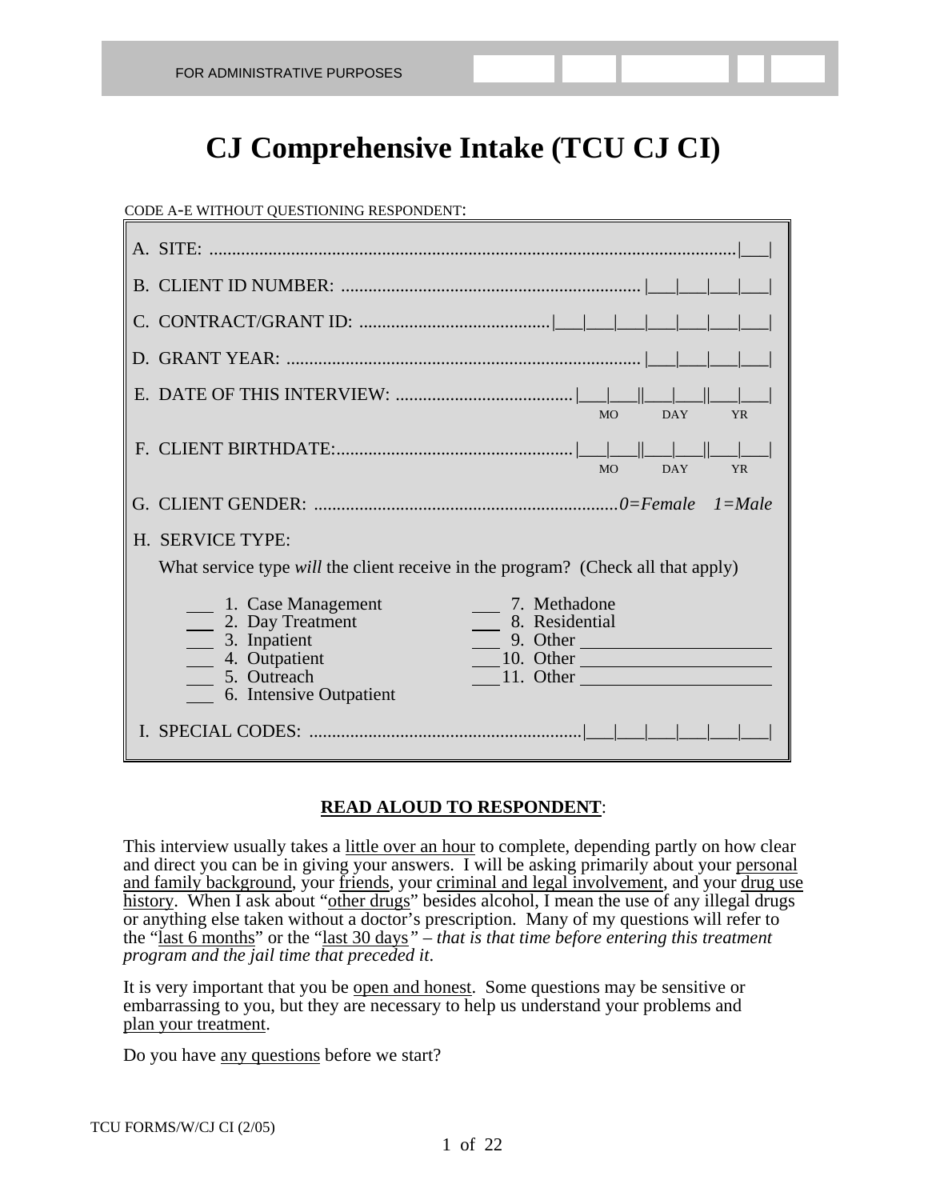FOR ADMINISTRATIVE PURPOSES

# CJ Comprehensive Intake (TCU CJ CI)

CODE A-E WITHOUT QUESTIONING RESPONDENT:

A. SITE: ....................................................................................................................|___|

B. CLIENT ID NUMBER: .................................................................. |___|___|___|___|

C. CONTRACT/GRANT ID: ..........................................|___|___|___|___|___|___|___|

D. GRANT YEAR: .............................................................................. |___|___|___|___|

E. DATE OF THIS INTERVIEW: .......................................|___|___||___|___||___|___|
MO DAY YR

F. CLIENT BIRTHDATE:...................................................|___|___||___|___||___|___|
MO DAY YR

G. CLIENT GENDER: ...................................................................*0=Female 1=Male*

H. SERVICE TYPE:

What service type *will* the client receive in the program? (Check all that apply)

___ 1. Case Management
___ 2. Day Treatment
___ 3. Inpatient
___ 4. Outpatient
___ 5. Outreach
___ 6. Intensive Outpatient
___ 7. Methadone
___ 8. Residential
___ 9. Other ____________________
___ 10. Other ____________________
___ 11. Other ____________________

I. SPECIAL CODES: ............................................................|___|___|___|___|___|___|

**READ ALOUD TO RESPONDENT**:

This interview usually takes a little over an hour to complete, depending partly on how clear and direct you can be in giving your answers. I will be asking primarily about your personal and family background, your friends, your criminal and legal involvement, and your drug use history. When I ask about "other drugs" besides alcohol, I mean the use of any illegal drugs or anything else taken without a doctor's prescription. Many of my questions will refer to the "last 6 months" or the "last 30 days" – *that is that time before entering this treatment program and the jail time that preceded it*.

It is very important that you be open and honest. Some questions may be sensitive or embarrassing to you, but they are necessary to help us understand your problems and plan your treatment.

Do you have any questions before we start?

TCU FORMS/W/CJ CI (2/05)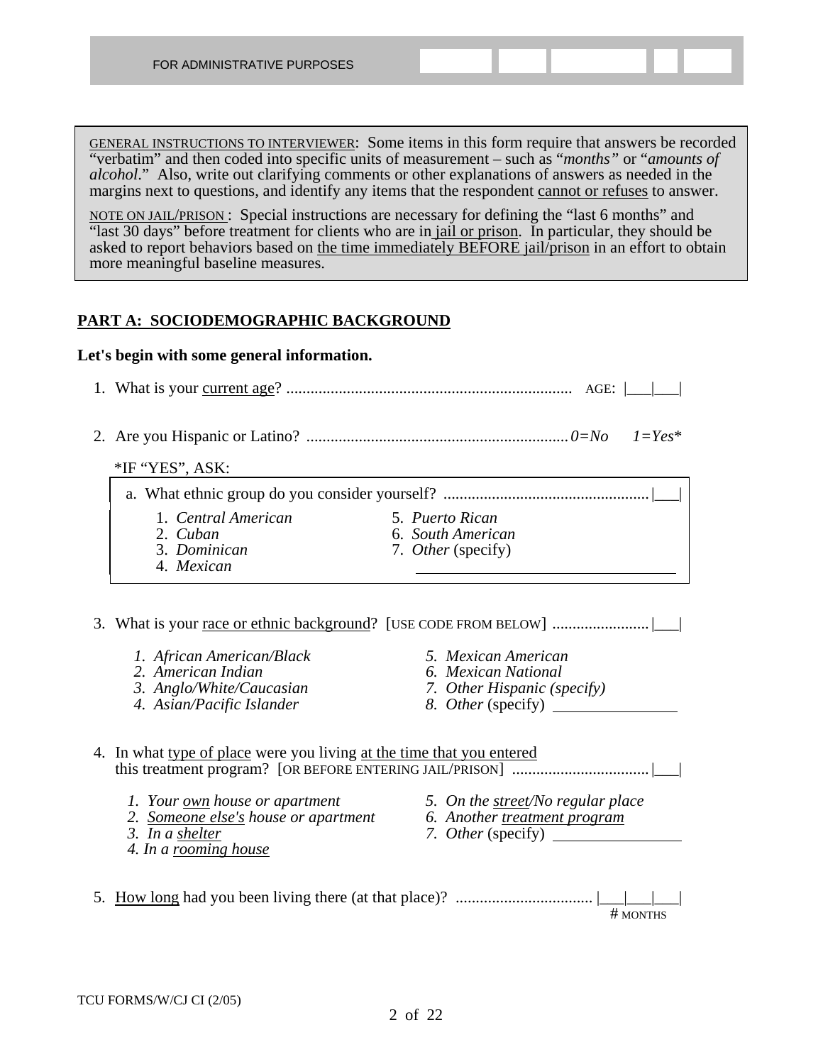FOR ADMINISTRATIVE PURPOSES

GENERAL INSTRUCTIONS TO INTERVIEWER: Some items in this form require that answers be recorded "verbatim" and then coded into specific units of measurement – such as "*months*" or "*amounts of alcohol*." Also, write out clarifying comments or other explanations of answers as needed in the margins next to questions, and identify any items that the respondent cannot or refuses to answer.

NOTE ON JAIL/PRISON : Special instructions are necessary for defining the "last 6 months" and "last 30 days" before treatment for clients who are in jail or prison. In particular, they should be asked to report behaviors based on the time immediately BEFORE jail/prison in an effort to obtain more meaningful baseline measures.

## PART A: SOCIODEMOGRAPHIC BACKGROUND

**Let's begin with some general information.**

1. What is your current age? ...................................................................... AGE: |___|___|

2. Are you Hispanic or Latino? ................................................................. *0=No* *1=Yes**

   *IF "YES", ASK:

   a. What ethnic group do you consider yourself? .................................................. |___|

      1. *Central American*
      2. *Cuban*
      3. *Dominican*
      4. *Mexican*
      5. *Puerto Rican*
      6. *South American*
      7. *Other* (specify) ________________

3. What is your race or ethnic background? [USE CODE FROM BELOW] ........................ |___|

   1. *African American/Black*
   2. *American Indian*
   3. *Anglo/White/Caucasian*
   4. *Asian/Pacific Islander*
   5. *Mexican American*
   6. *Mexican National*
   7. *Other Hispanic (specify)*
   8. *Other* (specify) ________________

4. In what type of place were you living at the time that you entered this treatment program? [OR BEFORE ENTERING JAIL/PRISON] ................................. |___|

   1. *Your own house or apartment*
   2. *Someone else's house or apartment*
   3. *In a shelter*
   4. *In a rooming house*
   5. *On the street/No regular place*
   6. *Another treatment program*
   7. *Other* (specify) ________________

5. How long had you been living there (at that place)? ................................. |___|___|___|
   # MONTHS

TCU FORMS/W/CJ CI (2/05)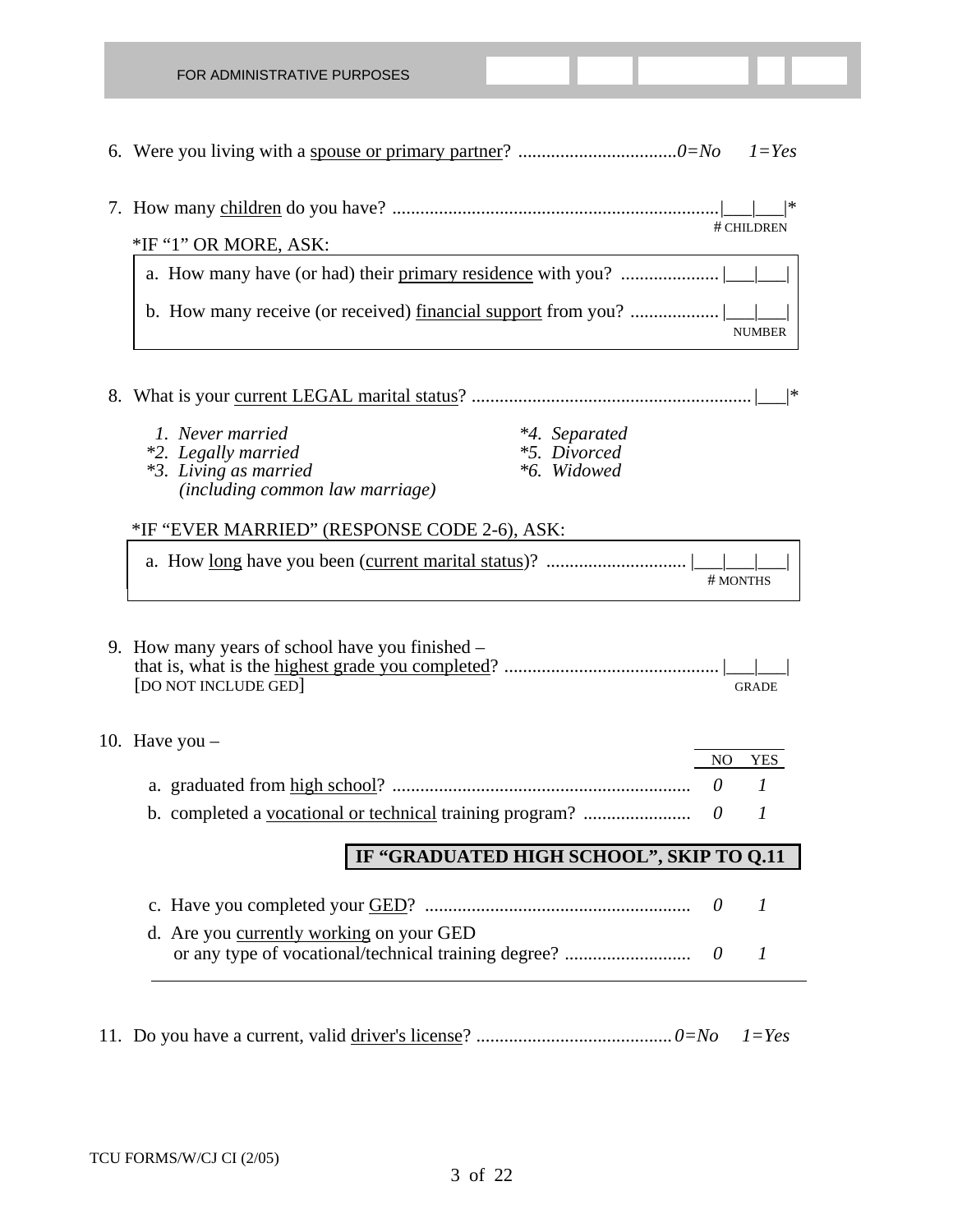FOR ADMINISTRATIVE PURPOSES

6. Were you living with a <u>spouse or primary partner</u>? .................................. *0=No*  *1=Yes*

7. How many <u>children</u> do you have? ........................................................................ |___|___|*
   # CHILDREN

   *IF "1" OR MORE, ASK:

   a. How many have (or had) their <u>primary residence</u> with you? ..................... |___|___|

   b. How many receive (or received) <u>financial support</u> from you? ................... |___|___|
   NUMBER

8. What is your <u>current LEGAL marital status</u>? ............................................................ |___|*

   *1. Never married*
   **2. Legally married*
   **3. Living as married (including common law marriage)*
   **4. Separated*
   **5. Divorced*
   **6. Widowed*

   *IF "EVER MARRIED" (RESPONSE CODE 2-6), ASK:

   a. How <u>long</u> have you been (<u>current marital status</u>)? .............................. |___|___|___|
   # MONTHS

9. How many years of school have you finished – that is, what is the <u>highest grade you completed</u>? .............................................. |___|___|
   [DO NOT INCLUDE GED]
   GRADE

10. Have you –

|  | NO | YES |
|---|---|---|
| a. graduated from <u>high school</u>? | *0* | *1* |
| b. completed a <u>vocational or technical</u> training program? | *0* | *1* |

**IF "GRADUATED HIGH SCHOOL", SKIP TO Q.11**

|  | NO | YES |
|---|---|---|
| c. Have you completed your <u>GED</u>? | *0* | *1* |
| d. Are you <u>currently working</u> on your GED or any type of vocational/technical training degree? | *0* | *1* |

11. Do you have a current, valid <u>driver's license</u>? .......................................... *0=No*  *1=Yes*

TCU FORMS/W/CJ CI (2/05)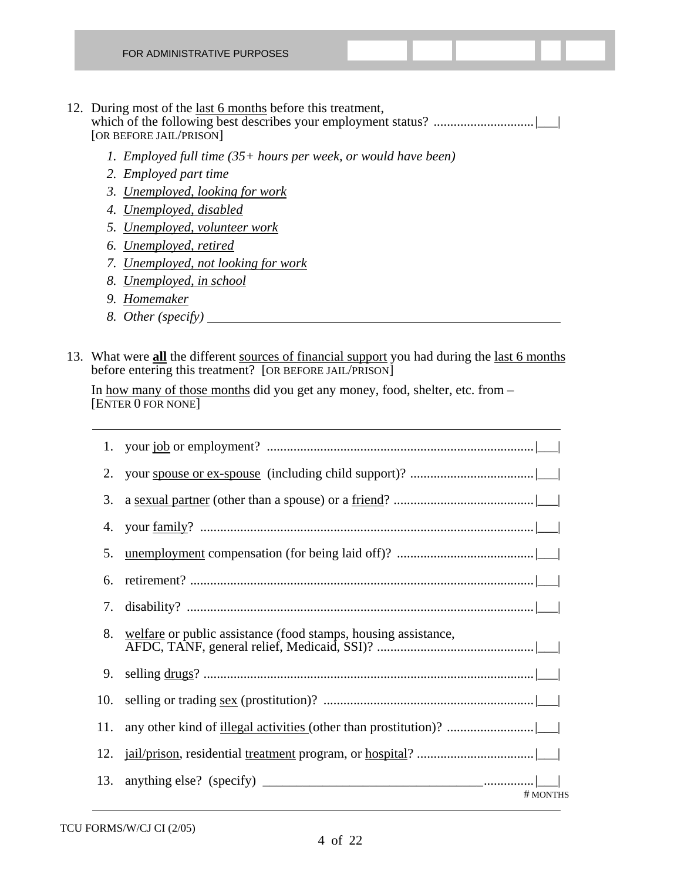FOR ADMINISTRATIVE PURPOSES

12. During most of the <u>last 6 months</u> before this treatment, which of the following best describes your employment status? .............................|___|
[OR BEFORE JAIL/PRISON]

   1. *Employed full time (35+ hours per week, or would have been)*
   2. *Employed part time*
   3. *<u>Unemployed, looking for work</u>*
   4. *<u>Unemployed, disabled</u>*
   5. *<u>Unemployed, volunteer work</u>*
   6. *<u>Unemployed, retired</u>*
   7. *<u>Unemployed, not looking for work</u>*
   8. *<u>Unemployed, in school</u>*
   9. *<u>Homemaker</u>*
   8. *Other (specify)* ______________________________________________

13. What were **<u>all</u>** the different <u>sources of financial support</u> you had during the <u>last 6 months</u> before entering this treatment? [OR BEFORE JAIL/PRISON]

In <u>how many of those months</u> did you get any money, food, shelter, etc. from –
[ENTER 0 FOR NONE]

1. your <u>job</u> or employment? ................................................................................|___|
2. your <u>spouse or ex-spouse</u> (including child support)? .....................................|___|
3. a <u>sexual partner</u> (other than a spouse) or a <u>friend</u>? ..........................................|___|
4. your <u>family</u>? ...................................................................................................|___|
5. <u>unemployment</u> compensation (for being laid off)? .........................................|___|
6. retirement? .......................................................................................................|___|
7. disability? .......................................................................................................|___|
8. <u>welfare</u> or public assistance (food stamps, housing assistance, AFDC, TANF, general relief, Medicaid, SSI)? ...............................................|___|
9. selling <u>drugs</u>? ..................................................................................................|___|
10. selling or trading <u>sex</u> (prostitution)? ...............................................................|___|
11. any other kind of <u>illegal activities</u> (other than prostitution)? ..........................|___|
12. <u>jail/prison</u>, residential <u>treatment</u> program, or <u>hospital</u>? ...................................|___|
13. anything else? (specify) __________________________________..............|___|

# MONTHS

TCU FORMS/W/CJ CI (2/05)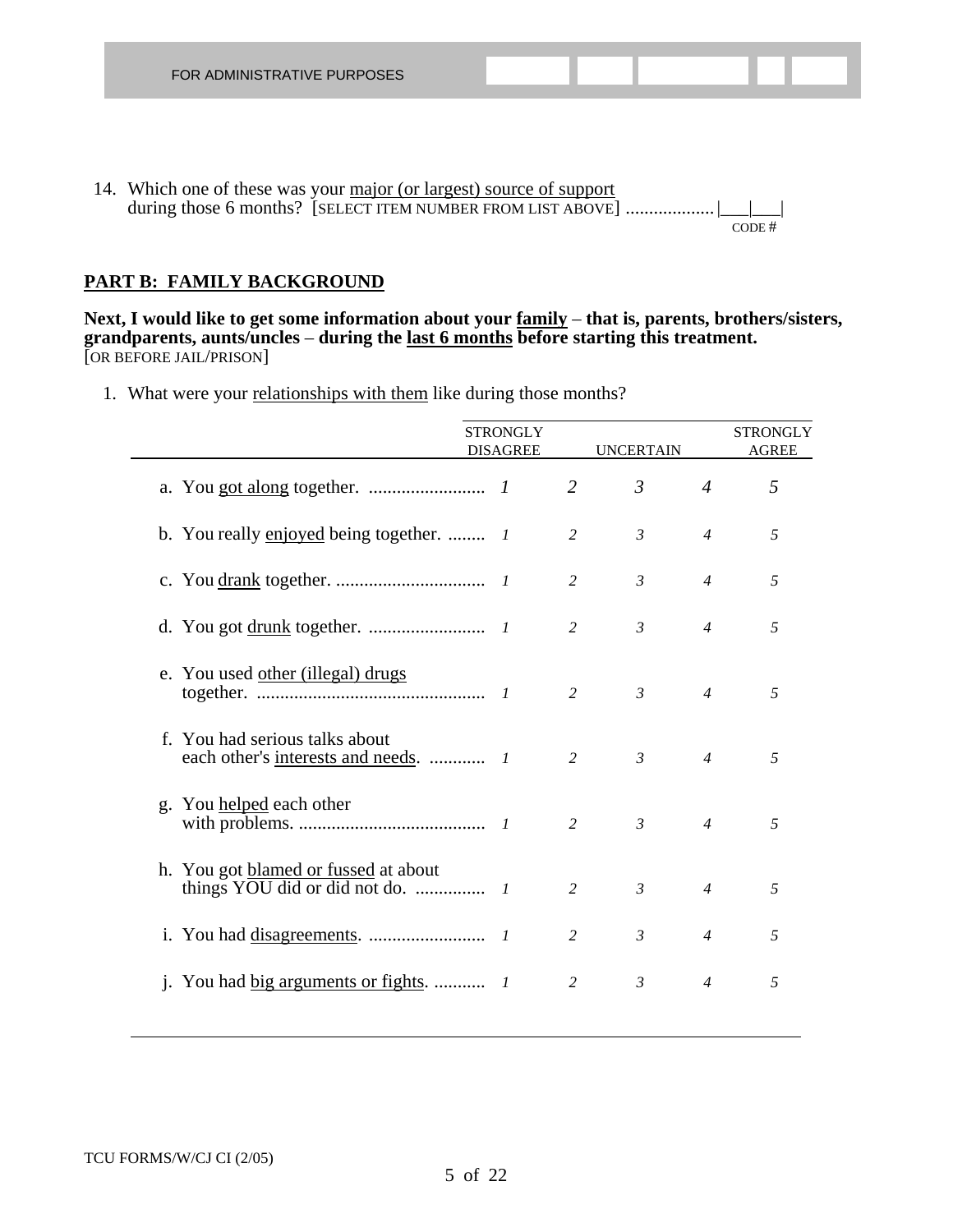FOR ADMINISTRATIVE PURPOSES

14. Which one of these was your major (or largest) source of support during those 6 months? [SELECT ITEM NUMBER FROM LIST ABOVE] .................. |___|___|
CODE #

## PART B: FAMILY BACKGROUND

**Next, I would like to get some information about your family – that is, parents, brothers/sisters, grandparents, aunts/uncles – during the last 6 months before starting this treatment.**
[OR BEFORE JAIL/PRISON]

1. What were your relationships with them like during those months?

| | STRONGLY DISAGREE | | UNCERTAIN | | STRONGLY AGREE |
|---|---|---|---|---|---|
| a. You got along together. | 1 | 2 | 3 | 4 | 5 |
| b. You really enjoyed being together. | 1 | 2 | 3 | 4 | 5 |
| c. You drank together. | 1 | 2 | 3 | 4 | 5 |
| d. You got drunk together. | 1 | 2 | 3 | 4 | 5 |
| e. You used other (illegal) drugs together. | 1 | 2 | 3 | 4 | 5 |
| f. You had serious talks about each other's interests and needs. | 1 | 2 | 3 | 4 | 5 |
| g. You helped each other with problems. | 1 | 2 | 3 | 4 | 5 |
| h. You got blamed or fussed at about things YOU did or did not do. | 1 | 2 | 3 | 4 | 5 |
| i. You had disagreements. | 1 | 2 | 3 | 4 | 5 |
| j. You had big arguments or fights. | 1 | 2 | 3 | 4 | 5 |

TCU FORMS/W/CJ CI (2/05)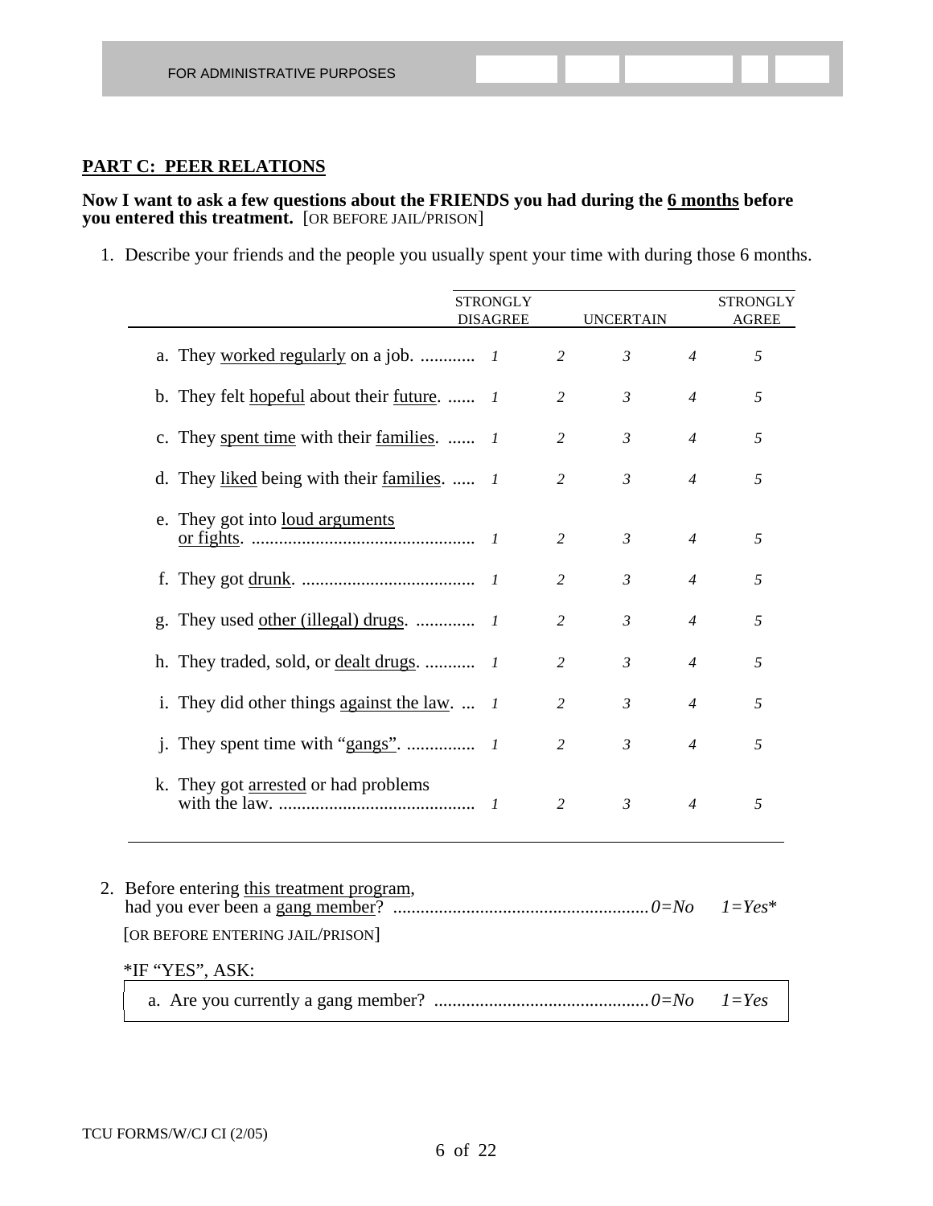FOR ADMINISTRATIVE PURPOSES

## PART C: PEER RELATIONS

**Now I want to ask a few questions about the FRIENDS you had during the 6 months before you entered this treatment.** [OR BEFORE JAIL/PRISON]

1. Describe your friends and the people you usually spent your time with during those 6 months.

| | STRONGLY DISAGREE | | UNCERTAIN | | STRONGLY AGREE |
|---|---|---|---|---|---|
| a. They worked regularly on a job. | *1* | *2* | *3* | *4* | *5* |
| b. They felt hopeful about their future. | *1* | *2* | *3* | *4* | *5* |
| c. They spent time with their families. | *1* | *2* | *3* | *4* | *5* |
| d. They liked being with their families. | *1* | *2* | *3* | *4* | *5* |
| e. They got into loud arguments or fights. | *1* | *2* | *3* | *4* | *5* |
| f. They got drunk. | *1* | *2* | *3* | *4* | *5* |
| g. They used other (illegal) drugs. | *1* | *2* | *3* | *4* | *5* |
| h. They traded, sold, or dealt drugs. | *1* | *2* | *3* | *4* | *5* |
| i. They did other things against the law. | *1* | *2* | *3* | *4* | *5* |
| j. They spent time with "gangs". | *1* | *2* | *3* | *4* | *5* |
| k. They got arrested or had problems with the law. | *1* | *2* | *3* | *4* | *5* |

2. Before entering this treatment program, had you ever been a gang member? ........ *0=No* *1=Yes**
   [OR BEFORE ENTERING JAIL/PRISON]

   *IF "YES", ASK:

   a. Are you currently a gang member? ........ *0=No* *1=Yes*

TCU FORMS/W/CJ CI (2/05)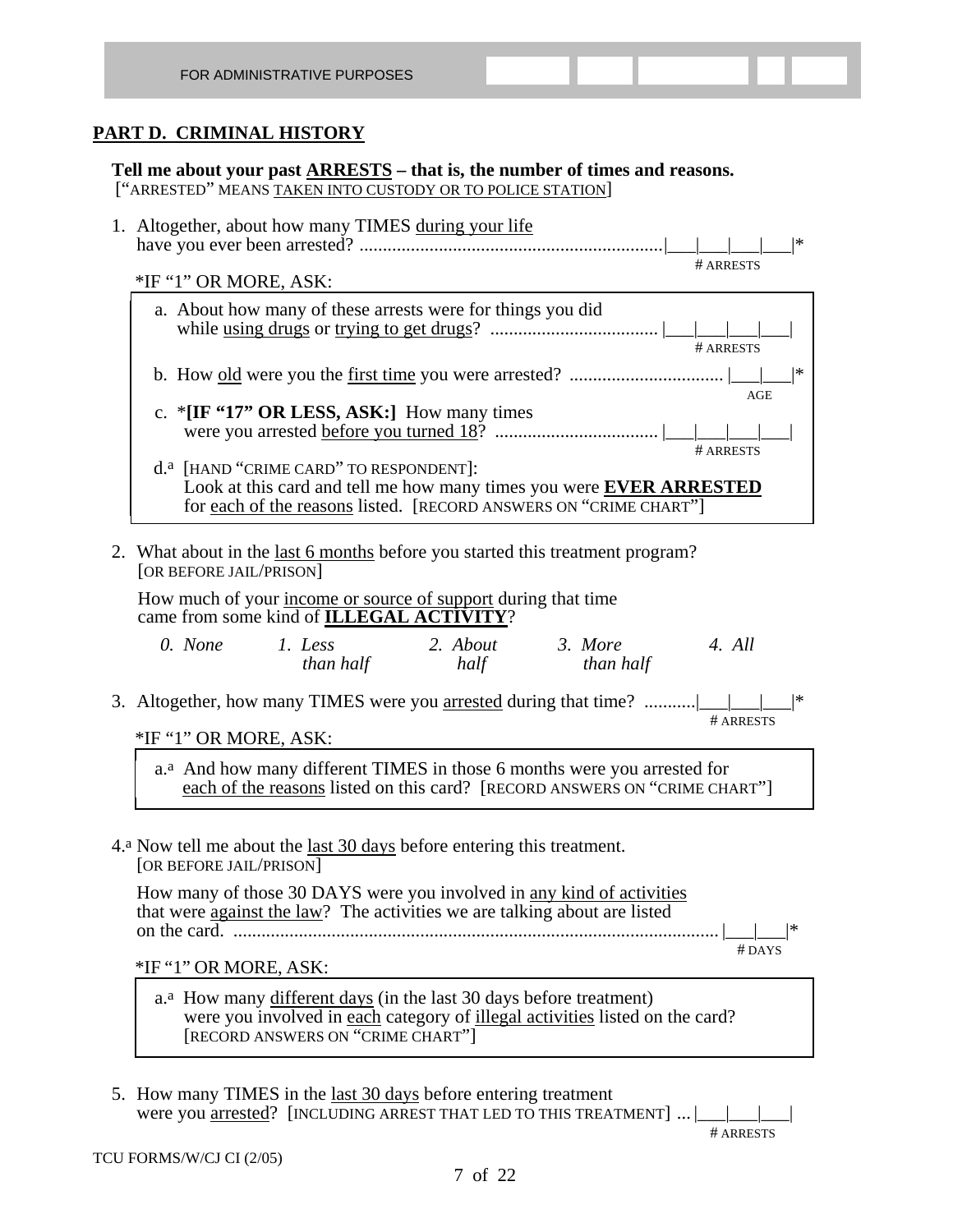FOR ADMINISTRATIVE PURPOSES

## PART D. CRIMINAL HISTORY

**Tell me about your past ARRESTS – that is, the number of times and reasons.**
["ARRESTED" MEANS TAKEN INTO CUSTODY OR TO POLICE STATION]

1. Altogether, about how many TIMES during your life have you ever been arrested? .................................................................|___|___|___|___|*
   # ARRESTS

   *IF "1" OR MORE, ASK:

   a. About how many of these arrests were for things you did while using drugs or trying to get drugs? .................................... |___|___|___|___|
      # ARRESTS

   b. How old were you the first time you were arrested? ................................. |___|___|*
      AGE

   c. ***[IF "17" OR LESS, ASK:]** How many times were you arrested before you turned 18? ................................... |___|___|___|___|
      # ARRESTS

   d.[a] [HAND "CRIME CARD" TO RESPONDENT]:
   Look at this card and tell me how many times you were **EVER ARRESTED** for each of the reasons listed. [RECORD ANSWERS ON "CRIME CHART"]

2. What about in the last 6 months before you started this treatment program? [OR BEFORE JAIL/PRISON]

   How much of your income or source of support during that time came from some kind of **ILLEGAL ACTIVITY**?

   *0. None* *1. Less than half* *2. About half* *3. More than half* *4. All*

3. Altogether, how many TIMES were you arrested during that time? ...........|___|___|___|*
   # ARRESTS

   *IF "1" OR MORE, ASK:

   a.[a] And how many different TIMES in those 6 months were you arrested for each of the reasons listed on this card? [RECORD ANSWERS ON "CRIME CHART"]

4.[a] Now tell me about the last 30 days before entering this treatment. [OR BEFORE JAIL/PRISON]

   How many of those 30 DAYS were you involved in any kind of activities that were against the law? The activities we are talking about are listed on the card. ........................................................................................................ |___|___|*
   # DAYS

   *IF "1" OR MORE, ASK:

   a.[a] How many different days (in the last 30 days before treatment) were you involved in each category of illegal activities listed on the card? [RECORD ANSWERS ON "CRIME CHART"]

5. How many TIMES in the last 30 days before entering treatment were you arrested? [INCLUDING ARREST THAT LED TO THIS TREATMENT] ... |___|___|___|
   # ARRESTS

TCU FORMS/W/CJ CI (2/05)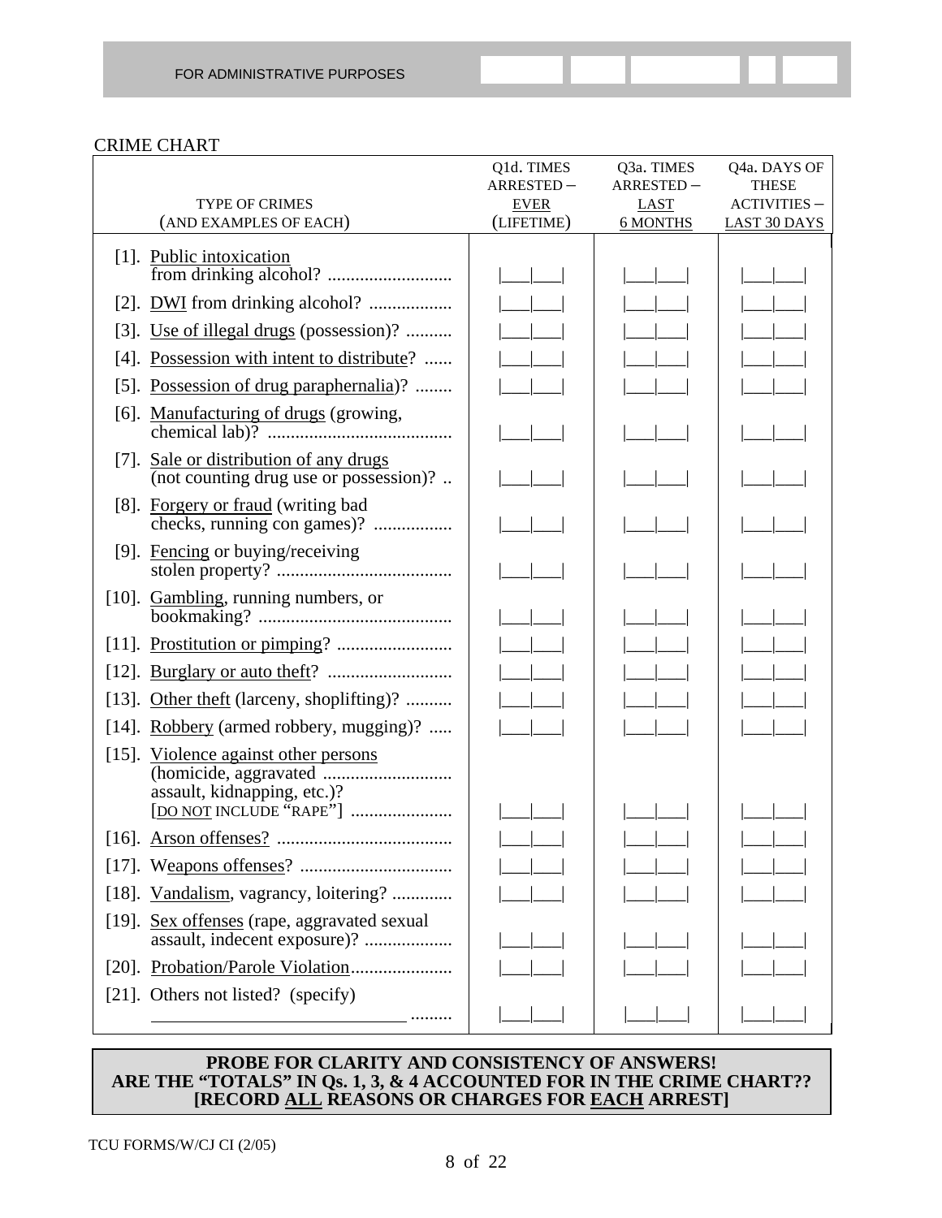FOR ADMINISTRATIVE PURPOSES

CRIME CHART

| TYPE OF CRIMES (AND EXAMPLES OF EACH) | Q1d. TIMES ARRESTED – EVER (LIFETIME) | Q3a. TIMES ARRESTED – LAST 6 MONTHS | Q4a. DAYS OF THESE ACTIVITIES – LAST 30 DAYS |
|---|---|---|---|
| [1]. Public intoxication from drinking alcohol? .......................... | \|___\|___\| | \|___\|___\| | \|___\|___\| |
| [2]. DWI from drinking alcohol? .................. | \|___\|___\| | \|___\|___\| | \|___\|___\| |
| [3]. Use of illegal drugs (possession)? .......... | \|___\|___\| | \|___\|___\| | \|___\|___\| |
| [4]. Possession with intent to distribute? ...... | \|___\|___\| | \|___\|___\| | \|___\|___\| |
| [5]. Possession of drug paraphernalia)? ........ | \|___\|___\| | \|___\|___\| | \|___\|___\| |
| [6]. Manufacturing of drugs (growing, chemical lab)? ........................................ | \|___\|___\| | \|___\|___\| | \|___\|___\| |
| [7]. Sale or distribution of any drugs (not counting drug use or possession)? .. | \|___\|___\| | \|___\|___\| | \|___\|___\| |
| [8]. Forgery or fraud (writing bad checks, running con games)? ................. | \|___\|___\| | \|___\|___\| | \|___\|___\| |
| [9]. Fencing or buying/receiving stolen property? ...................................... | \|___\|___\| | \|___\|___\| | \|___\|___\| |
| [10]. Gambling, running numbers, or bookmaking? .......................................... | \|___\|___\| | \|___\|___\| | \|___\|___\| |
| [11]. Prostitution or pimping? ......................... | \|___\|___\| | \|___\|___\| | \|___\|___\| |
| [12]. Burglary or auto theft? ........................... | \|___\|___\| | \|___\|___\| | \|___\|___\| |
| [13]. Other theft (larceny, shoplifting)? .......... | \|___\|___\| | \|___\|___\| | \|___\|___\| |
| [14]. Robbery (armed robbery, mugging)? ..... | \|___\|___\| | \|___\|___\| | \|___\|___\| |
| [15]. Violence against other persons (homicide, aggravated ............................ assault, kidnapping, etc.)? [DO NOT INCLUDE "RAPE"] ...................... | \|___\|___\| | \|___\|___\| | \|___\|___\| |
| [16]. Arson offenses? ...................................... | \|___\|___\| | \|___\|___\| | \|___\|___\| |
| [17]. Weapons offenses? ................................. | \|___\|___\| | \|___\|___\| | \|___\|___\| |
| [18]. Vandalism, vagrancy, loitering? ............. | \|___\|___\| | \|___\|___\| | \|___\|___\| |
| [19]. Sex offenses (rape, aggravated sexual assault, indecent exposure)? ................... | \|___\|___\| | \|___\|___\| | \|___\|___\| |
| [20]. Probation/Parole Violation...................... | \|___\|___\| | \|___\|___\| | \|___\|___\| |
| [21]. Others not listed? (specify) ____________________________ ......... | \|___\|___\| | \|___\|___\| | \|___\|___\| |

**PROBE FOR CLARITY AND CONSISTENCY OF ANSWERS!**
**ARE THE "TOTALS" IN Qs. 1, 3, & 4 ACCOUNTED FOR IN THE CRIME CHART??**
**[RECORD ALL REASONS OR CHARGES FOR EACH ARREST]**

TCU FORMS/W/CJ CI (2/05)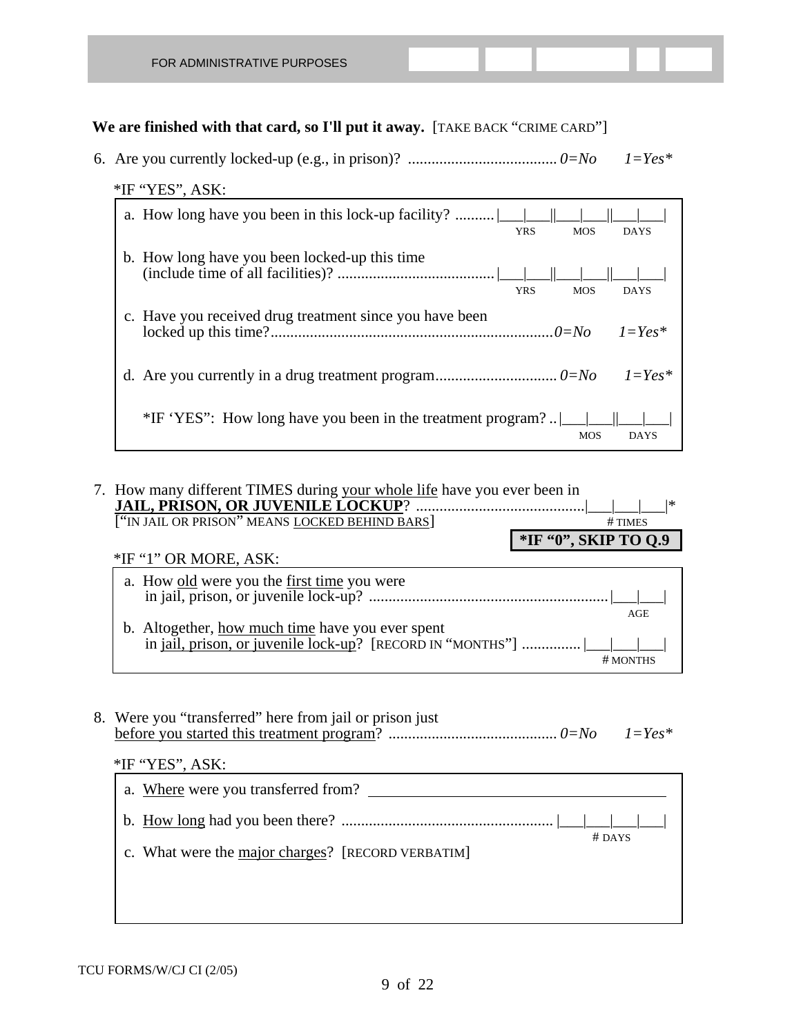FOR ADMINISTRATIVE PURPOSES

**We are finished with that card, so I'll put it away.** [TAKE BACK "CRIME CARD"]

6. Are you currently locked-up (e.g., in prison)? ...................................... *0=No* *1=Yes**

   *IF "YES", ASK:

   a. How long have you been in this lock-up facility? .......... |___|___||___|___||___|___|
      YRS MOS DAYS

   b. How long have you been locked-up this time (include time of all facilities)? ........................................ |___|___||___|___||___|___|
      YRS MOS DAYS

   c. Have you received drug treatment since you have been locked up this time?........................................................................ *0=No* *1=Yes**

   d. Are you currently in a drug treatment program............................... *0=No* *1=Yes**

      *IF 'YES": How long have you been in the treatment program? .. |___|___||___|___|
      MOS DAYS

7. How many different TIMES during <u>your whole life</u> have you ever been in **<u>JAIL, PRISON, OR JUVENILE LOCKUP</u>**? ........................................... |___|___|___|*
   ["IN JAIL OR PRISON" MEANS <u>LOCKED BEHIND BARS</u>]
   # TIMES

   **\*IF "0", SKIP TO Q.9**

   *IF "1" OR MORE, ASK:

   a. How <u>old</u> were you the <u>first time</u> you were in jail, prison, or juvenile lock-up? ............................................................ |___|___|
      AGE

   b. Altogether, <u>how much time</u> have you ever spent in <u>jail, prison, or juvenile lock-up</u>? [RECORD IN "MONTHS"] ............... |___|___|___|
      # MONTHS

8. Were you "transferred" here from jail or prison just <u>before you started this treatment program</u>? ........................................... *0=No* *1=Yes**

   *IF "YES", ASK:

   a. <u>Where</u> were you transferred from? ________________________________________

   b. <u>How long</u> had you been there? ...................................................... |___|___|___|___|
      # DAYS

   c. What were the <u>major charges</u>? [RECORD VERBATIM]

TCU FORMS/W/CJ CI (2/05)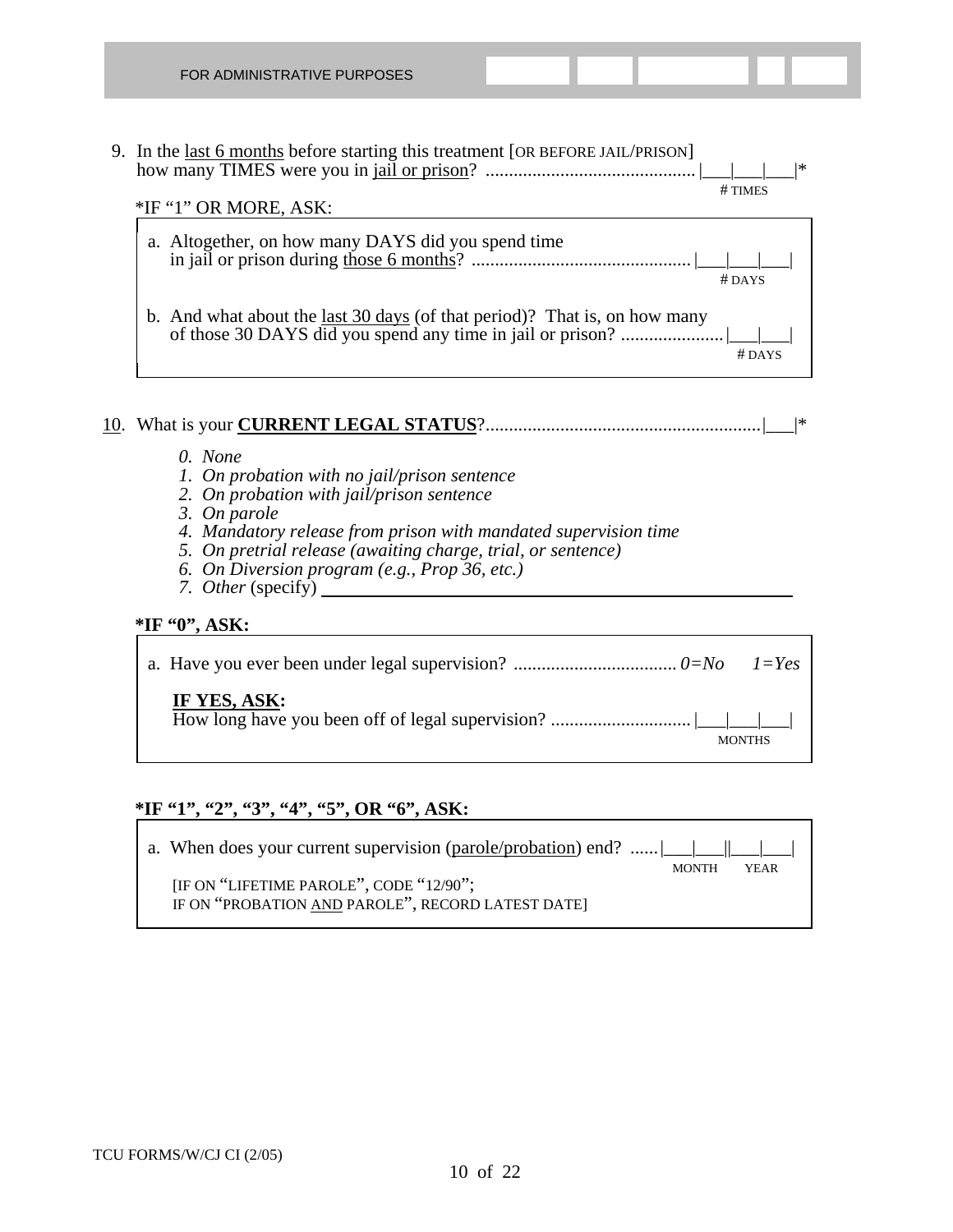FOR ADMINISTRATIVE PURPOSES

9. In the <u>last 6 months</u> before starting this treatment [OR BEFORE JAIL/PRISON] how many TIMES were you in <u>jail or prison</u>? ............................................ |___|___|___|*
   # TIMES

   *IF "1" OR MORE, ASK:

   a. Altogether, on how many DAYS did you spend time in jail or prison during <u>those 6 months</u>? .............................................. |___|___|___|
      # DAYS

   b. And what about the <u>last 30 days</u> (of that period)? That is, on how many of those 30 DAYS did you spend any time in jail or prison? ..................... |___|___|
      # DAYS

<u>10</u>. What is your **<u>CURRENT LEGAL STATUS</u>**?........................................................... |___|*

   *0. None*
   *1. On probation with no jail/prison sentence*
   *2. On probation with jail/prison sentence*
   *3. On parole*
   *4. Mandatory release from prison with mandated supervision time*
   *5. On pretrial release (awaiting charge, trial, or sentence)*
   *6. On Diversion program (e.g., Prop 36, etc.)*
   *7. Other* (specify) ________________________________

   **<u>*IF "0", ASK:</u>**

   a. Have you ever been under legal supervision? .................................. *0=No* *1=Yes*

      **<u>IF YES, ASK</u>:**
      How long have you been off of legal supervision? ............................. |___|___|___|
      MONTHS

   **<u>*IF "1", "2", "3", "4", "5", OR "6", ASK:</u>**

   a. When does your current supervision (<u>parole/probation</u>) end? ...... |___|___||___|___|
      MONTH YEAR

      [IF ON "LIFETIME PAROLE", CODE "12/90"; IF ON "PROBATION <u>AND</u> PAROLE", RECORD LATEST DATE]

TCU FORMS/W/CJ CI (2/05)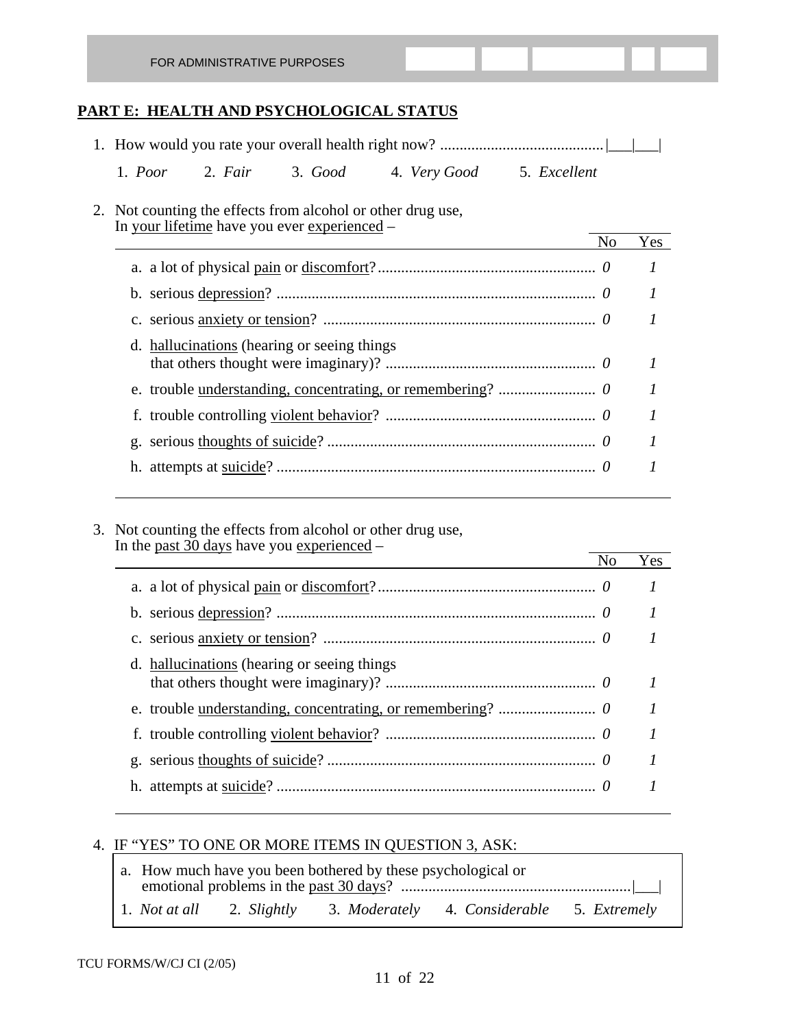FOR ADMINISTRATIVE PURPOSES

## PART E: HEALTH AND PSYCHOLOGICAL STATUS

1. How would you rate your overall health right now? ..........................................|___|___|

   1. *Poor*  2. *Fair*  3. *Good*  4. *Very Good*  5. *Excellent*

2. Not counting the effects from alcohol or other drug use, In your lifetime have you ever experienced –

| | No | Yes |
|---|---|---|
| a. a lot of physical pain or discomfort? | *0* | *1* |
| b. serious depression? | *0* | *1* |
| c. serious anxiety or tension? | *0* | *1* |
| d. hallucinations (hearing or seeing things that others thought were imaginary)? | *0* | *1* |
| e. trouble understanding, concentrating, or remembering? | *0* | *1* |
| f. trouble controlling violent behavior? | *0* | *1* |
| g. serious thoughts of suicide? | *0* | *1* |
| h. attempts at suicide? | *0* | *1* |

3. Not counting the effects from alcohol or other drug use, In the past 30 days have you experienced –

| | No | Yes |
|---|---|---|
| a. a lot of physical pain or discomfort? | *0* | *1* |
| b. serious depression? | *0* | *1* |
| c. serious anxiety or tension? | *0* | *1* |
| d. hallucinations (hearing or seeing things that others thought were imaginary)? | *0* | *1* |
| e. trouble understanding, concentrating, or remembering? | *0* | *1* |
| f. trouble controlling violent behavior? | *0* | *1* |
| g. serious thoughts of suicide? | *0* | *1* |
| h. attempts at suicide? | *0* | *1* |

4. IF "YES" TO ONE OR MORE ITEMS IN QUESTION 3, ASK:

   a. How much have you been bothered by these psychological or emotional problems in the past 30 days? ..........................................................|___|

   1. *Not at all*  2. *Slightly*  3. *Moderately*  4. *Considerable*  5. *Extremely*

TCU FORMS/W/CJ CI (2/05)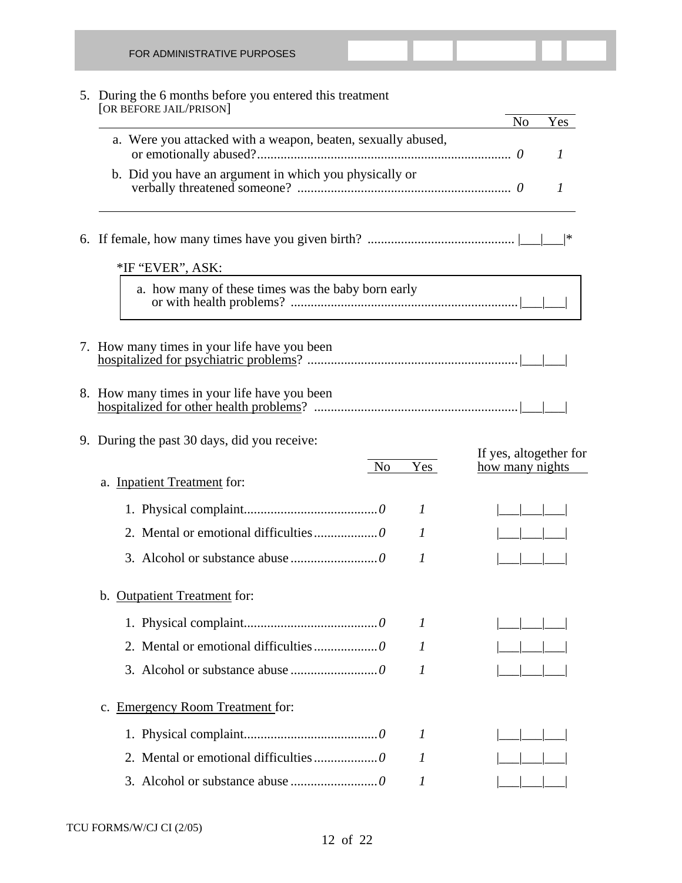FOR ADMINISTRATIVE PURPOSES

5. During the 6 months before you entered this treatment [OR BEFORE JAIL/PRISON]

| | No | Yes |
|---|---|---|
| a. Were you attacked with a weapon, beaten, sexually abused, or emotionally abused? | *0* | *1* |
| b. Did you have an argument in which you physically or verbally threatened someone? | *0* | *1* |

6. If female, how many times have you given birth? ............................................ |___|___|*

   *IF "EVER", ASK:

   a. how many of these times was the baby born early or with health problems? .................................................................... |___|___|

7. How many times in your life have you been <u>hospitalized for psychiatric problems</u>? ............................................................... |___|___|

8. How many times in your life have you been <u>hospitalized for other health problems</u>? ............................................................ |___|___|

9. During the past 30 days, did you receive:

| | No | Yes | If yes, altogether for how many nights |
|---|---|---|---|
| a. <u>Inpatient Treatment</u> for: | | | |
| 1. Physical complaint | *0* | *1* | \|___\|___\|___\| |
| 2. Mental or emotional difficulties | *0* | *1* | \|___\|___\|___\| |
| 3. Alcohol or substance abuse | *0* | *1* | \|___\|___\|___\| |
| b. <u>Outpatient Treatment</u> for: | | | |
| 1. Physical complaint | *0* | *1* | \|___\|___\|___\| |
| 2. Mental or emotional difficulties | *0* | *1* | \|___\|___\|___\| |
| 3. Alcohol or substance abuse | *0* | *1* | \|___\|___\|___\| |
| c. <u>Emergency Room Treatment</u> for: | | | |
| 1. Physical complaint | *0* | *1* | \|___\|___\|___\| |
| 2. Mental or emotional difficulties | *0* | *1* | \|___\|___\|___\| |
| 3. Alcohol or substance abuse | *0* | *1* | \|___\|___\|___\| |

TCU FORMS/W/CJ CI (2/05)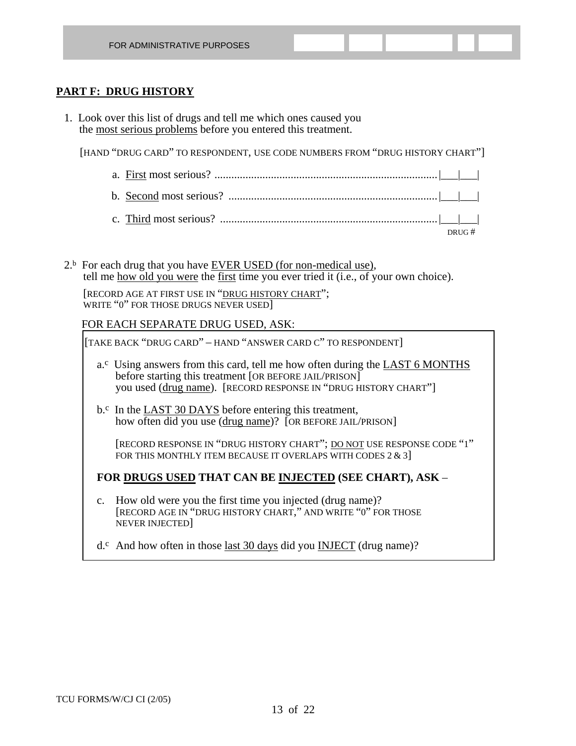FOR ADMINISTRATIVE PURPOSES

## PART F: DRUG HISTORY

1. Look over this list of drugs and tell me which ones caused you the most serious problems before you entered this treatment.

   [HAND "DRUG CARD" TO RESPONDENT, USE CODE NUMBERS FROM "DRUG HISTORY CHART"]

   a. First most serious? ................................................................ |___|___|

   b. Second most serious? ............................................................ |___|___|

   c. Third most serious? .............................................................. |___|___|

   DRUG #

2.[b] For each drug that you have EVER USED (for non-medical use), tell me how old you were the first time you ever tried it (i.e., of your own choice).

   [RECORD AGE AT FIRST USE IN "DRUG HISTORY CHART"; WRITE "0" FOR THOSE DRUGS NEVER USED]

   FOR EACH SEPARATE DRUG USED, ASK:

   [TAKE BACK "DRUG CARD" – HAND "ANSWER CARD C" TO RESPONDENT]

   a.[c] Using answers from this card, tell me how often during the LAST 6 MONTHS before starting this treatment [OR BEFORE JAIL/PRISON] you used (drug name). [RECORD RESPONSE IN "DRUG HISTORY CHART"]

   b.[c] In the LAST 30 DAYS before entering this treatment, how often did you use (drug name)? [OR BEFORE JAIL/PRISON]

   [RECORD RESPONSE IN "DRUG HISTORY CHART"; DO NOT USE RESPONSE CODE "1" FOR THIS MONTHLY ITEM BECAUSE IT OVERLAPS WITH CODES 2 & 3]

   **FOR DRUGS USED THAT CAN BE INJECTED (SEE CHART), ASK –**

   c. How old were you the first time you injected (drug name)? [RECORD AGE IN "DRUG HISTORY CHART," AND WRITE "0" FOR THOSE NEVER INJECTED]

   d.[c] And how often in those last 30 days did you INJECT (drug name)?

TCU FORMS/W/CJ CI (2/05)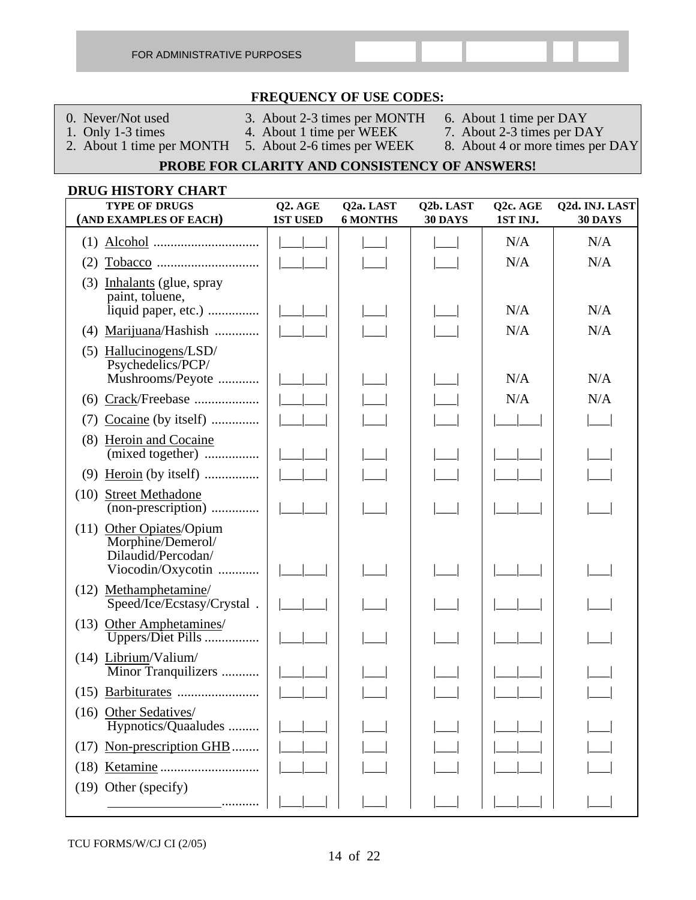FOR ADMINISTRATIVE PURPOSES

## FREQUENCY OF USE CODES:

0. Never/Not used
1. Only 1-3 times
2. About 1 time per MONTH
3. About 2-3 times per MONTH
4. About 1 time per WEEK
5. About 2-6 times per WEEK
6. About 1 time per DAY
7. About 2-3 times per DAY
8. About 4 or more times per DAY

**PROBE FOR CLARITY AND CONSISTENCY OF ANSWERS!**

### DRUG HISTORY CHART

| TYPE OF DRUGS (AND EXAMPLES OF EACH) | Q2. AGE 1ST USED | Q2a. LAST 6 MONTHS | Q2b. LAST 30 DAYS | Q2c. AGE 1ST INJ. | Q2d. INJ. LAST 30 DAYS |
|---|---|---|---|---|---|
| (1) Alcohol | \|___\|___\| | \|___\| | \|___\| | N/A | N/A |
| (2) Tobacco | \|___\|___\| | \|___\| | \|___\| | N/A | N/A |
| (3) Inhalants (glue, spray paint, toluene, liquid paper, etc.) | \|___\|___\| | \|___\| | \|___\| | N/A | N/A |
| (4) Marijuana/Hashish | \|___\|___\| | \|___\| | \|___\| | N/A | N/A |
| (5) Hallucinogens/LSD/ Psychedelics/PCP/ Mushrooms/Peyote | \|___\|___\| | \|___\| | \|___\| | N/A | N/A |
| (6) Crack/Freebase | \|___\|___\| | \|___\| | \|___\| | N/A | N/A |
| (7) Cocaine (by itself) | \|___\|___\| | \|___\| | \|___\| | \|___\|___\| | \|___\| |
| (8) Heroin and Cocaine (mixed together) | \|___\|___\| | \|___\| | \|___\| | \|___\|___\| | \|___\| |
| (9) Heroin (by itself) | \|___\|___\| | \|___\| | \|___\| | \|___\|___\| | \|___\| |
| (10) Street Methadone (non-prescription) | \|___\|___\| | \|___\| | \|___\| | \|___\|___\| | \|___\| |
| (11) Other Opiates/Opium Morphine/Demerol/ Dilaudid/Percodan/ Viocodin/Oxycotin | \|___\|___\| | \|___\| | \|___\| | \|___\|___\| | \|___\| |
| (12) Methamphetamine/ Speed/Ice/Ecstasy/Crystal | \|___\|___\| | \|___\| | \|___\| | \|___\|___\| | \|___\| |
| (13) Other Amphetamines/ Uppers/Diet Pills | \|___\|___\| | \|___\| | \|___\| | \|___\|___\| | \|___\| |
| (14) Librium/Valium/ Minor Tranquilizers | \|___\|___\| | \|___\| | \|___\| | \|___\|___\| | \|___\| |
| (15) Barbiturates | \|___\|___\| | \|___\| | \|___\| | \|___\|___\| | \|___\| |
| (16) Other Sedatives/ Hypnotics/Quaaludes | \|___\|___\| | \|___\| | \|___\| | \|___\|___\| | \|___\| |
| (17) Non-prescription GHB | \|___\|___\| | \|___\| | \|___\| | \|___\|___\| | \|___\| |
| (18) Ketamine | \|___\|___\| | \|___\| | \|___\| | \|___\|___\| | \|___\| |
| (19) Other (specify) ________________ | \|___\|___\| | \|___\| | \|___\| | \|___\|___\| | \|___\| |

TCU FORMS/W/CJ CI (2/05)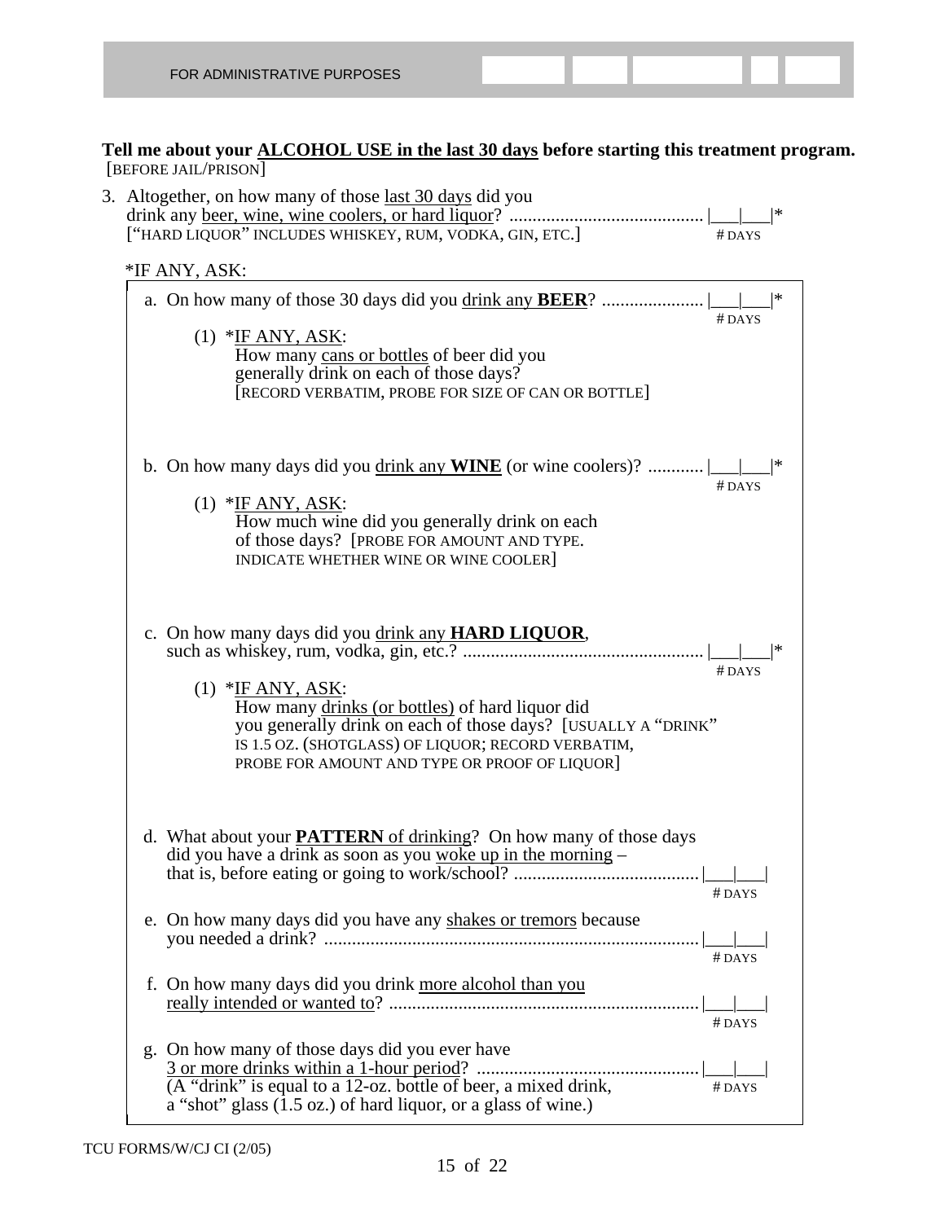FOR ADMINISTRATIVE PURPOSES

**Tell me about your ALCOHOL USE in the last 30 days before starting this treatment program.**
[BEFORE JAIL/PRISON]

3. Altogether, on how many of those last 30 days did you drink any beer, wine, wine coolers, or hard liquor? ......................................... |___|___|* # DAYS
   ["HARD LIQUOR" INCLUDES WHISKEY, RUM, VODKA, GIN, ETC.]

   *IF ANY, ASK:

   a. On how many of those 30 days did you drink any **BEER**? ...................... |___|___|* # DAYS

      (1) *IF ANY, ASK:
      How many cans or bottles of beer did you generally drink on each of those days?
      [RECORD VERBATIM, PROBE FOR SIZE OF CAN OR BOTTLE]

   b. On how many days did you drink any **WINE** (or wine coolers)? ............ |___|___|* # DAYS

      (1) *IF ANY, ASK:
      How much wine did you generally drink on each of those days? [PROBE FOR AMOUNT AND TYPE. INDICATE WHETHER WINE OR WINE COOLER]

   c. On how many days did you drink any **HARD LIQUOR**, such as whiskey, rum, vodka, gin, etc.? ................................................... |___|___|* # DAYS

      (1) *IF ANY, ASK:
      How many drinks (or bottles) of hard liquor did you generally drink on each of those days? [USUALLY A "DRINK" IS 1.5 OZ. (SHOTGLASS) OF LIQUOR; RECORD VERBATIM, PROBE FOR AMOUNT AND TYPE OR PROOF OF LIQUOR]

   d. What about your **PATTERN** of drinking? On how many of those days did you have a drink as soon as you woke up in the morning – that is, before eating or going to work/school? ........................................ |___|___| # DAYS

   e. On how many days did you have any shakes or tremors because you needed a drink? ................................................................................ |___|___| # DAYS

   f. On how many days did you drink more alcohol than you really intended or wanted to? .................................................................. |___|___| # DAYS

   g. On how many of those days did you ever have 3 or more drinks within a 1-hour period? ............................................... |___|___| # DAYS
      (A "drink" is equal to a 12-oz. bottle of beer, a mixed drink, a "shot" glass (1.5 oz.) of hard liquor, or a glass of wine.)

TCU FORMS/W/CJ CI (2/05)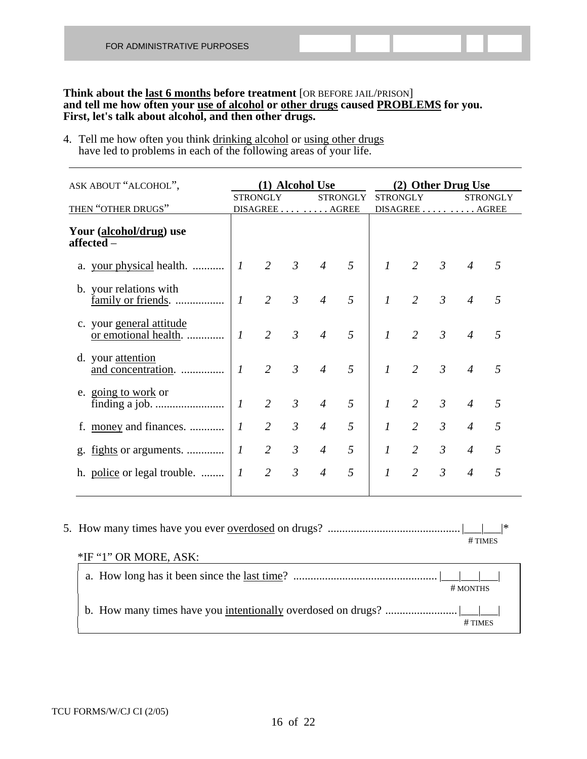FOR ADMINISTRATIVE PURPOSES

**Think about the last 6 months before treatment** [OR BEFORE JAIL/PRISON] **and tell me how often your use of alcohol or other drugs caused PROBLEMS for you. First, let's talk about alcohol, and then other drugs.**

4. Tell me how often you think drinking alcohol or using other drugs have led to problems in each of the following areas of your life.

| ASK ABOUT "ALCOHOL", THEN "OTHER DRUGS" | (1) Alcohol Use | | | | | (2) Other Drug Use | | | | |
|---|---|---|---|---|---|---|---|---|---|---|
| | STRONGLY DISAGREE | | | | STRONGLY AGREE | STRONGLY DISAGREE | | | | STRONGLY AGREE |
| **Your (alcohol/drug) use affected –** | | | | | | | | | | |
| a. your physical health. | *1* | *2* | *3* | *4* | *5* | *1* | *2* | *3* | *4* | *5* |
| b. your relations with family or friends. | *1* | *2* | *3* | *4* | *5* | *1* | *2* | *3* | *4* | *5* |
| c. your general attitude or emotional health. | *1* | *2* | *3* | *4* | *5* | *1* | *2* | *3* | *4* | *5* |
| d. your attention and concentration. | *1* | *2* | *3* | *4* | *5* | *1* | *2* | *3* | *4* | *5* |
| e. going to work or finding a job. | *1* | *2* | *3* | *4* | *5* | *1* | *2* | *3* | *4* | *5* |
| f. money and finances. | *1* | *2* | *3* | *4* | *5* | *1* | *2* | *3* | *4* | *5* |
| g. fights or arguments. | *1* | *2* | *3* | *4* | *5* | *1* | *2* | *3* | *4* | *5* |
| h. police or legal trouble. | *1* | *2* | *3* | *4* | *5* | *1* | *2* | *3* | *4* | *5* |

5. How many times have you ever overdosed on drugs? .............................................. |___|___|* # TIMES

*IF "1" OR MORE, ASK:

a. How long has it been since the last time? .................................................. |___|___|___| # MONTHS

b. How many times have you intentionally overdosed on drugs? ......................... |___|___| # TIMES

TCU FORMS/W/CJ CI (2/05)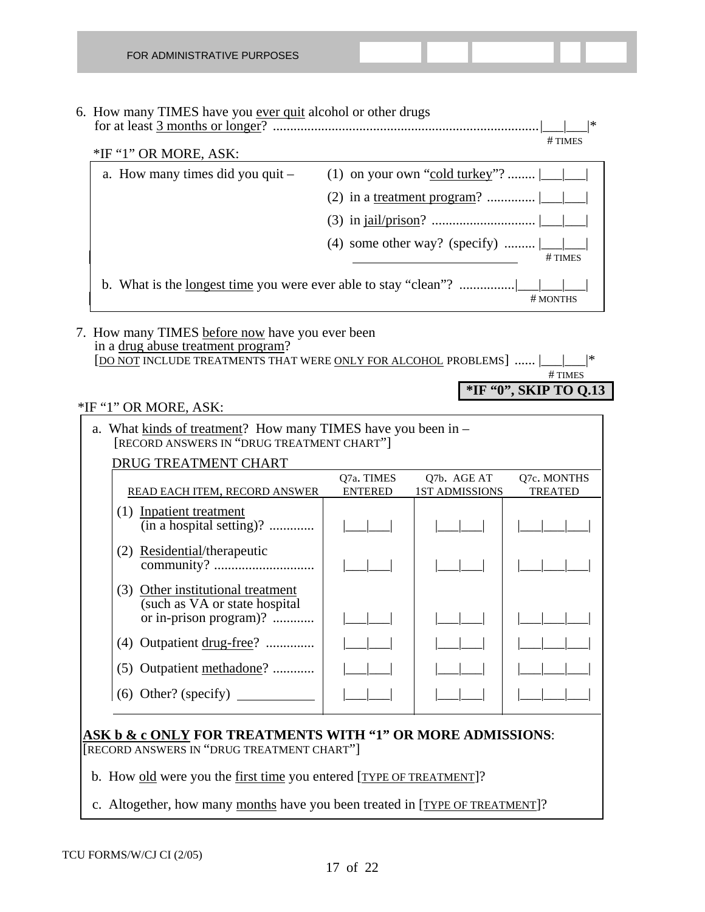FOR ADMINISTRATIVE PURPOSES

6. How many TIMES have you ever quit alcohol or other drugs for at least 3 months or longer? ............................................................................|___|___|* # TIMES

*IF "1" OR MORE, ASK:

a. How many times did you quit –

(1) on your own "cold turkey"? ........ |___|___|

(2) in a treatment program? .............. |___|___|

(3) in jail/prison? .............................. |___|___|

(4) some other way? (specify) ......... |___|___| # TIMES

b. What is the longest time you were ever able to stay "clean"? ................|___|___|___| # MONTHS

7. How many TIMES before now have you ever been in a drug abuse treatment program?
[DO NOT INCLUDE TREATMENTS THAT WERE ONLY FOR ALCOHOL PROBLEMS] ...... |___|___|* # TIMES

**\*IF "0", SKIP TO Q.13**

*IF "1" OR MORE, ASK:

a. What kinds of treatment? How many TIMES have you been in –
[RECORD ANSWERS IN "DRUG TREATMENT CHART"]

DRUG TREATMENT CHART

| READ EACH ITEM, RECORD ANSWER | Q7a. TIMES ENTERED | Q7b. AGE AT 1ST ADMISSIONS | Q7c. MONTHS TREATED |
|---|---|---|---|
| (1) Inpatient treatment (in a hospital setting)? ............. | \|___\|___\| | \|___\|___\| | \|___\|___\|___\| |
| (2) Residential/therapeutic community? ............................ | \|___\|___\| | \|___\|___\| | \|___\|___\|___\| |
| (3) Other institutional treatment (such as VA or state hospital or in-prison program)? ............ | \|___\|___\| | \|___\|___\| | \|___\|___\|___\| |
| (4) Outpatient drug-free? .............. | \|___\|___\| | \|___\|___\| | \|___\|___\|___\| |
| (5) Outpatient methadone? ............ | \|___\|___\| | \|___\|___\| | \|___\|___\|___\| |
| (6) Other? (specify) ____________ | \|___\|___\| | \|___\|___\| | \|___\|___\|___\| |

**ASK b & c ONLY FOR TREATMENTS WITH "1" OR MORE ADMISSIONS**:
[RECORD ANSWERS IN "DRUG TREATMENT CHART"]

b. How old were you the first time you entered [TYPE OF TREATMENT]?

c. Altogether, how many months have you been treated in [TYPE OF TREATMENT]?

TCU FORMS/W/CJ CI (2/05)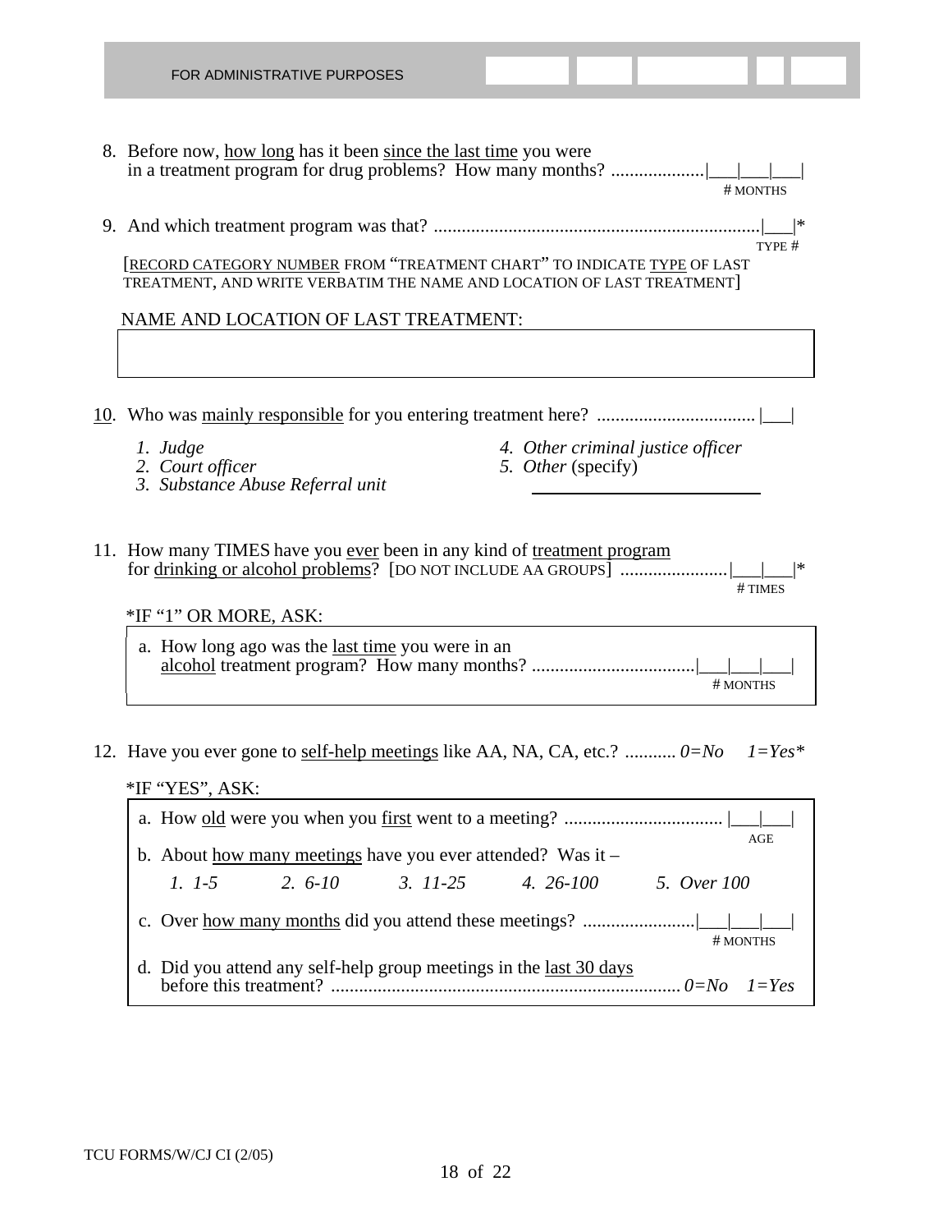FOR ADMINISTRATIVE PURPOSES

8. Before now, how long has it been since the last time you were in a treatment program for drug problems? How many months? ...................|___|___|___|
   # MONTHS

9. And which treatment program was that? ......................................................................|___|*
   TYPE #

   [RECORD CATEGORY NUMBER FROM "TREATMENT CHART" TO INDICATE TYPE OF LAST TREATMENT, AND WRITE VERBATIM THE NAME AND LOCATION OF LAST TREATMENT]

   NAME AND LOCATION OF LAST TREATMENT:

10. Who was mainly responsible for you entering treatment here? .................................. |___|

    *1. Judge*
    *2. Court officer*
    *3. Substance Abuse Referral unit*
    *4. Other criminal justice officer*
    *5. Other* (specify) ______________________

11. How many TIMES have you ever been in any kind of treatment program for drinking or alcohol problems? [DO NOT INCLUDE AA GROUPS] .......................|___|___|*
    # TIMES

    *IF "1" OR MORE, ASK:

    a. How long ago was the last time you were in an alcohol treatment program? How many months? ..................................|___|___|___|
       # MONTHS

12. Have you ever gone to self-help meetings like AA, NA, CA, etc.? ........... *0=No* *1=Yes**

    *IF "YES", ASK:

    a. How old were you when you first went to a meeting? .................................. |___|___|
       AGE

    b. About how many meetings have you ever attended? Was it –

       *1. 1-5* *2. 6-10* *3. 11-25* *4. 26-100* *5. Over 100*

    c. Over how many months did you attend these meetings? ........................|___|___|___|
       # MONTHS

    d. Did you attend any self-help group meetings in the last 30 days before this treatment? ........................................................................... *0=No* *1=Yes*

TCU FORMS/W/CJ CI (2/05)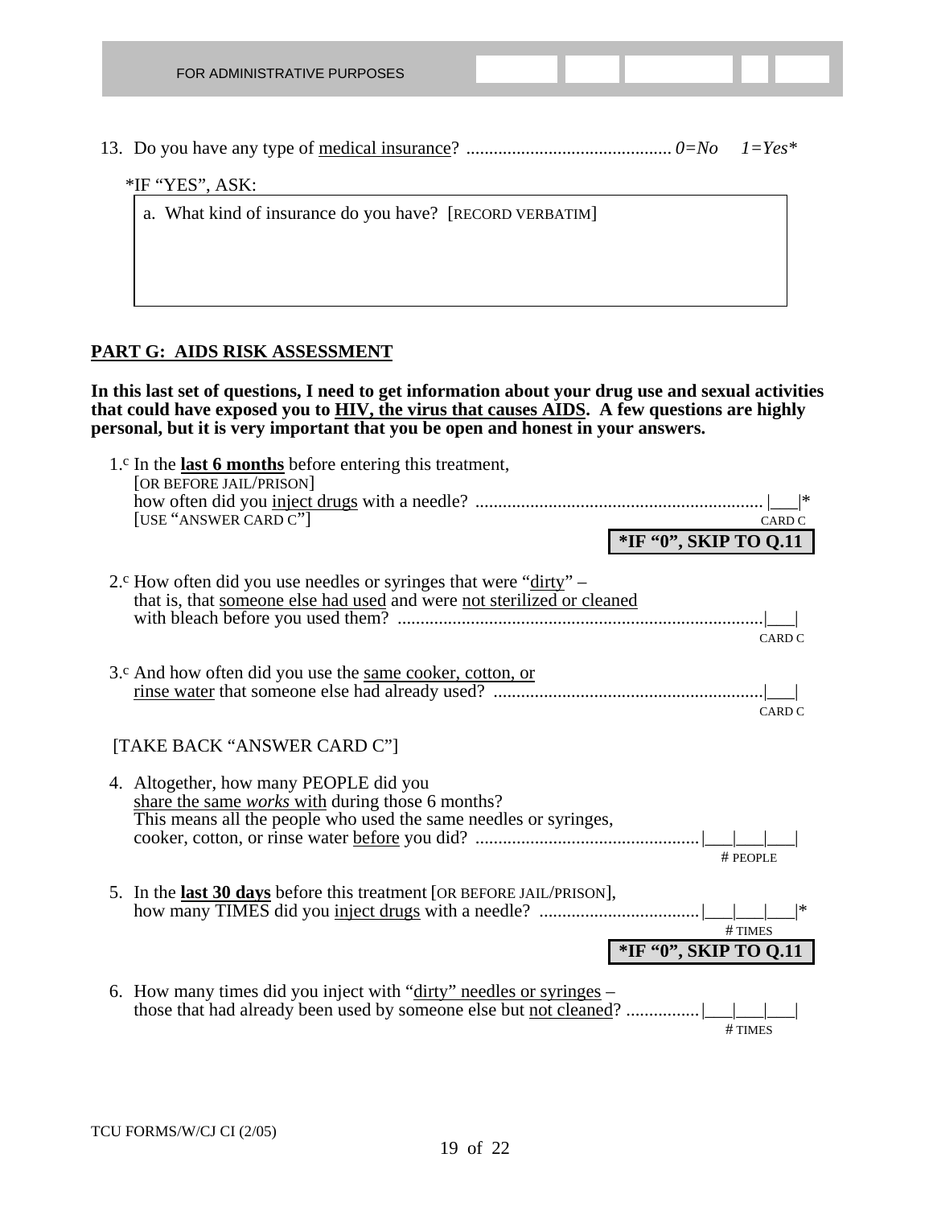FOR ADMINISTRATIVE PURPOSES

13. Do you have any type of <u>medical insurance</u>? ............................................ *0=No 1=Yes**

*IF "YES", ASK:

a. What kind of insurance do you have? [RECORD VERBATIM]

## PART G: AIDS RISK ASSESSMENT

**In this last set of questions, I need to get information about your drug use and sexual activities that could have exposed you to HIV, the virus that causes AIDS. A few questions are highly personal, but it is very important that you be open and honest in your answers.**

1.[c] In the **last 6 months** before entering this treatment, [OR BEFORE JAIL/PRISON] how often did you <u>inject drugs</u> with a needle? ............................................................... |___|* CARD C
[USE "ANSWER CARD C"]

**\*IF "0", SKIP TO Q.11**

2.[c] How often did you use needles or syringes that were "<u>dirty</u>" – that is, that <u>someone else had used</u> and were <u>not sterilized or cleaned</u> with bleach before you used them? ................................................................................|___| CARD C

3.[c] And how often did you use the <u>same cooker, cotton, or rinse water</u> that someone else had already used? ...........................................................|___| CARD C

[TAKE BACK "ANSWER CARD C"]

4. Altogether, how many PEOPLE did you <u>share the same *works* with</u> during those 6 months? This means all the people who used the same needles or syringes, cooker, cotton, or rinse water <u>before</u> you did? ................................................|___|___|___| # PEOPLE

5. In the **last 30 days** before this treatment [OR BEFORE JAIL/PRISON], how many TIMES did you <u>inject drugs</u> with a needle? ..................................|___|___|___|* # TIMES

**\*IF "0", SKIP TO Q.11**

6. How many times did you inject with "<u>dirty" needles or syringes</u> – those that had already been used by someone else but <u>not cleaned</u>? ................|___|___|___| # TIMES

TCU FORMS/W/CJ CI (2/05)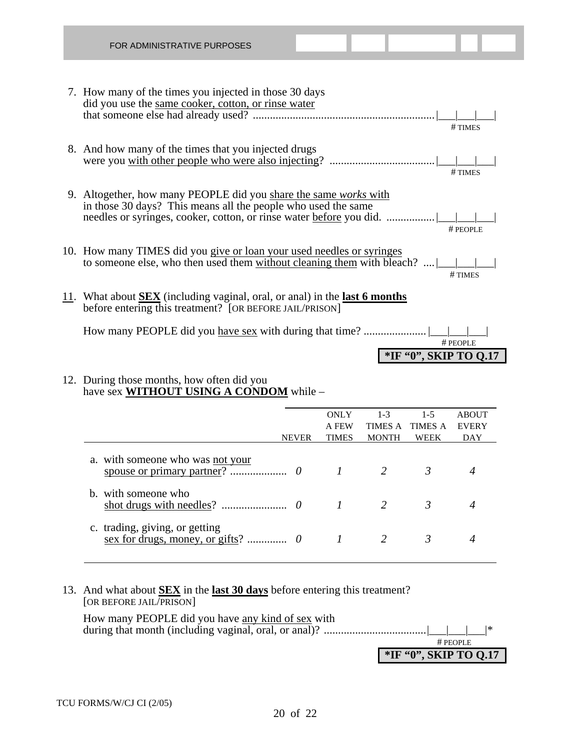FOR ADMINISTRATIVE PURPOSES

7. How many of the times you injected in those 30 days did you use the <u>same cooker, cotton, or rinse water</u> that someone else had already used? ................................................................ |___|___|___|
   # TIMES

8. And how many of the times that you injected drugs were you <u>with other people who were also injecting</u>? .................................... |___|___|___|
   # TIMES

9. Altogether, how many PEOPLE did you <u>share the same *works* with</u> in those 30 days? This means all the people who used the same needles or syringes, cooker, cotton, or rinse water <u>before</u> you did. ................. |___|___|___|
   # PEOPLE

10. How many TIMES did you <u>give or loan your used needles or syringes</u> to someone else, who then used them <u>without cleaning them</u> with bleach? .... |___|___|___|
    # TIMES

11. What about **<u>SEX</u>** (including vaginal, oral, or anal) in the **<u>last 6 months</u>** before entering this treatment? [OR BEFORE JAIL/PRISON]

    How many PEOPLE did you <u>have sex</u> with during that time? ...................... |___|___|___|
    # PEOPLE

    **\*IF "0", SKIP TO Q.17**

12. During those months, how often did you have sex **<u>WITHOUT USING A CONDOM</u>** while –

| | NEVER | ONLY A FEW TIMES | 1-3 TIMES A MONTH | 1-5 TIMES A WEEK | ABOUT EVERY DAY |
|---|---|---|---|---|---|
| a. with someone who was <u>not your spouse or primary partner</u>? .................... | *0* | *1* | *2* | *3* | *4* |
| b. with someone who <u>shot drugs with needles</u>? ....................... | *0* | *1* | *2* | *3* | *4* |
| c. trading, giving, or getting <u>sex for drugs, money, or gifts</u>? ............. | *0* | *1* | *2* | *3* | *4* |

13. And what about **<u>SEX</u>** in the **<u>last 30 days</u>** before entering this treatment? [OR BEFORE JAIL/PRISON]

    How many PEOPLE did you have <u>any kind of sex</u> with during that month (including vaginal, oral, or anal)? .................................... |___|___|___|*
    # PEOPLE

    **\*IF "0", SKIP TO Q.17**

TCU FORMS/W/CJ CI (2/05)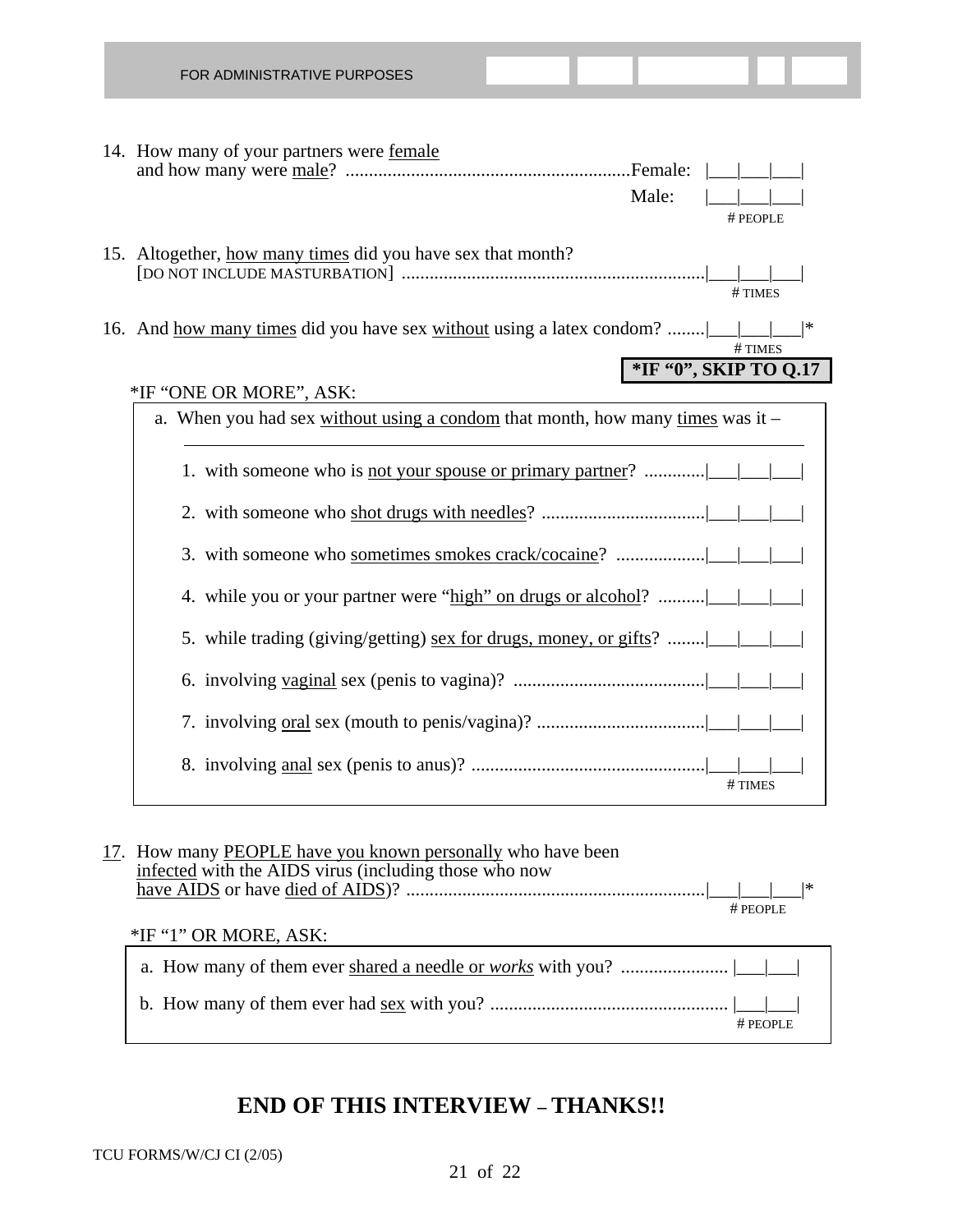FOR ADMINISTRATIVE PURPOSES

14. How many of your partners were <u>female</u> and how many were <u>male</u>? ............................................................Female: |___|___|___|
    Male: |___|___|___|
    # PEOPLE

15. Altogether, <u>how many times</u> did you have sex that month? [DO NOT INCLUDE MASTURBATION] ................................................................|___|___|___|
    # TIMES

16. And <u>how many times</u> did you have sex <u>without</u> using a latex condom? ........|___|___|___|*
    # TIMES

    **\*IF "0", SKIP TO Q.17**

    \*IF "ONE OR MORE", ASK:

    a. When you had sex <u>without using a condom</u> that month, how many <u>times</u> was it –

    1. with someone who is <u>not your spouse or primary partner</u>? .............|___|___|___|
    2. with someone who <u>shot drugs with needles</u>? ...................................|___|___|___|
    3. with someone who <u>sometimes smokes crack/cocaine</u>? ...................|___|___|___|
    4. while you or your partner were "<u>high" on drugs or alcohol</u>? ..........|___|___|___|
    5. while trading (giving/getting) <u>sex for drugs, money, or gifts</u>? ........|___|___|___|
    6. involving <u>vaginal</u> sex (penis to vagina)? .........................................|___|___|___|
    7. involving <u>oral</u> sex (mouth to penis/vagina)? ....................................|___|___|___|
    8. involving <u>anal</u> sex (penis to anus)? ..................................................|___|___|___|

    # TIMES

<u>17</u>. How many <u>PEOPLE have you known personally</u> who have been <u>infected</u> with the AIDS virus (including those who now <u>have AIDS</u> or have <u>died of AIDS</u>)? ................................................................|___|___|___|*
    # PEOPLE

    \*IF "1" OR MORE, ASK:

    a. How many of them ever <u>shared a needle or *works*</u> with you? ....................... |___|___|
    b. How many of them ever had <u>sex</u> with you? ................................................... |___|___|

    # PEOPLE

## END OF THIS INTERVIEW – THANKS!!

TCU FORMS/W/CJ CI (2/05)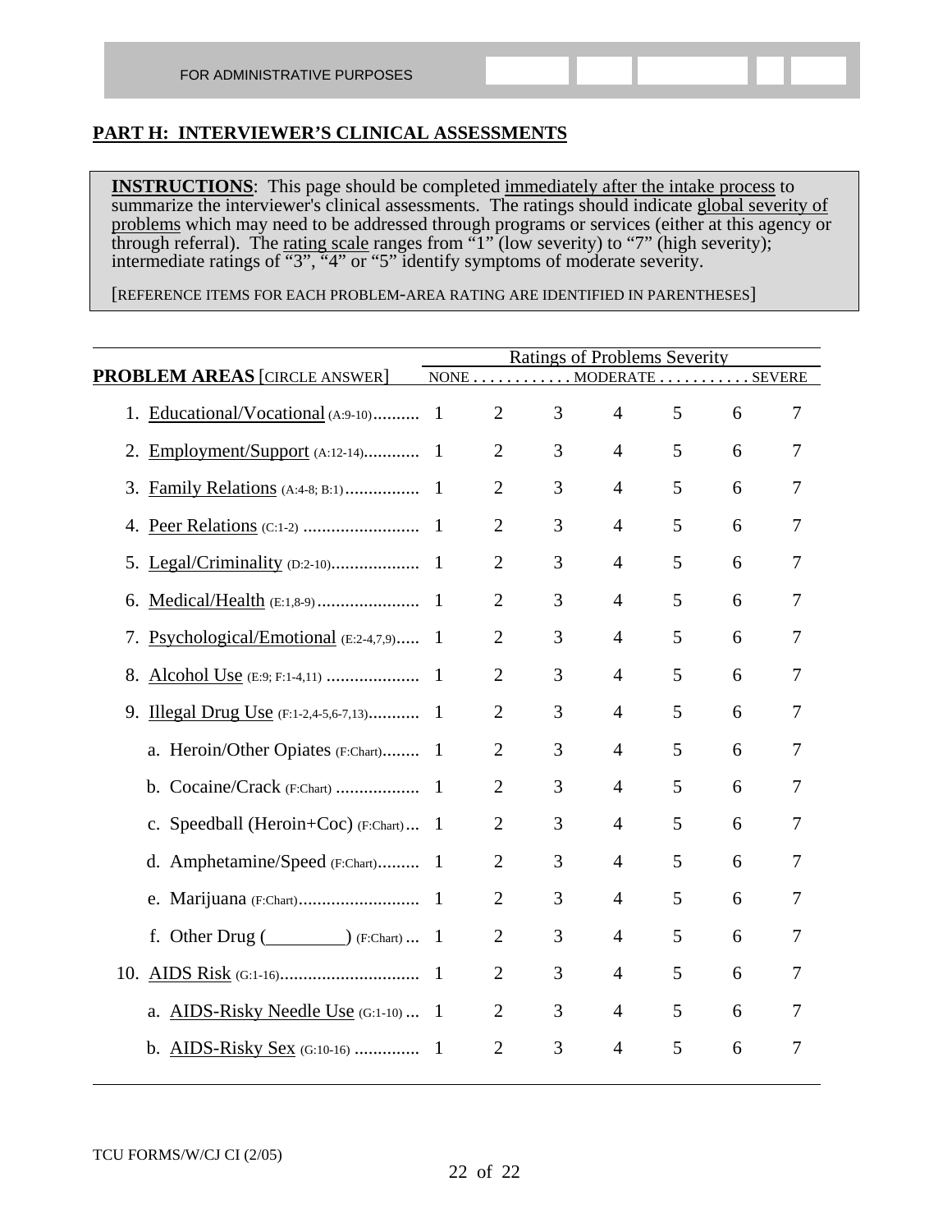FOR ADMINISTRATIVE PURPOSES

## PART H: INTERVIEWER'S CLINICAL ASSESSMENTS

**INSTRUCTIONS**: This page should be completed immediately after the intake process to summarize the interviewer's clinical assessments. The ratings should indicate global severity of problems which may need to be addressed through programs or services (either at this agency or through referral). The rating scale ranges from "1" (low severity) to "7" (high severity); intermediate ratings of "3", "4" or "5" identify symptoms of moderate severity.

[REFERENCE ITEMS FOR EACH PROBLEM-AREA RATING ARE IDENTIFIED IN PARENTHESES]

| | Ratings of Problems Severity | | | | | | |
|---|---|---|---|---|---|---|---|
| **PROBLEM AREAS** [CIRCLE ANSWER] | NONE | | | MODERATE | | | SEVERE |
| 1. Educational/Vocational (A:9-10) | 1 | 2 | 3 | 4 | 5 | 6 | 7 |
| 2. Employment/Support (A:12-14) | 1 | 2 | 3 | 4 | 5 | 6 | 7 |
| 3. Family Relations (A:4-8; B:1) | 1 | 2 | 3 | 4 | 5 | 6 | 7 |
| 4. Peer Relations (C:1-2) | 1 | 2 | 3 | 4 | 5 | 6 | 7 |
| 5. Legal/Criminality (D:2-10) | 1 | 2 | 3 | 4 | 5 | 6 | 7 |
| 6. Medical/Health (E:1,8-9) | 1 | 2 | 3 | 4 | 5 | 6 | 7 |
| 7. Psychological/Emotional (E:2-4,7,9) | 1 | 2 | 3 | 4 | 5 | 6 | 7 |
| 8. Alcohol Use (E:9; F:1-4,11) | 1 | 2 | 3 | 4 | 5 | 6 | 7 |
| 9. Illegal Drug Use (F:1-2,4-5,6-7,13) | 1 | 2 | 3 | 4 | 5 | 6 | 7 |
| a. Heroin/Other Opiates (F:Chart) | 1 | 2 | 3 | 4 | 5 | 6 | 7 |
| b. Cocaine/Crack (F:Chart) | 1 | 2 | 3 | 4 | 5 | 6 | 7 |
| c. Speedball (Heroin+Coc) (F:Chart) | 1 | 2 | 3 | 4 | 5 | 6 | 7 |
| d. Amphetamine/Speed (F:Chart) | 1 | 2 | 3 | 4 | 5 | 6 | 7 |
| e. Marijuana (F:Chart) | 1 | 2 | 3 | 4 | 5 | 6 | 7 |
| f. Other Drug (________) (F:Chart) | 1 | 2 | 3 | 4 | 5 | 6 | 7 |
| 10. AIDS Risk (G:1-16) | 1 | 2 | 3 | 4 | 5 | 6 | 7 |
| a. AIDS-Risky Needle Use (G:1-10) | 1 | 2 | 3 | 4 | 5 | 6 | 7 |
| b. AIDS-Risky Sex (G:10-16) | 1 | 2 | 3 | 4 | 5 | 6 | 7 |

TCU FORMS/W/CJ CI (2/05)